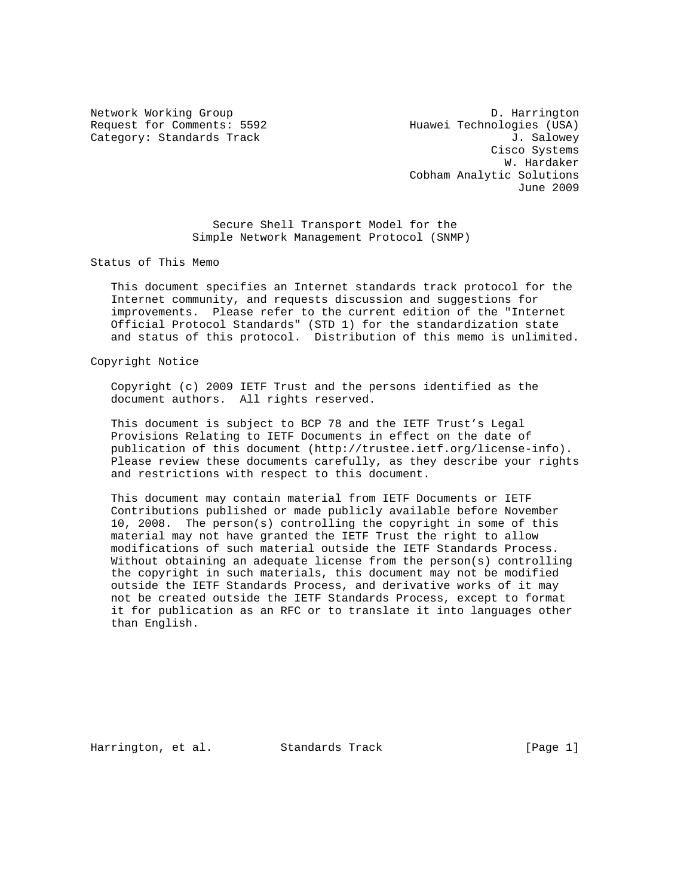Network Working Group                                      D. Harrington
Request for Comments: 5592                     Huawei Technologies (USA)
Category: Standards Track                                     J. Salowey
                                                           Cisco Systems
                                                             W. Hardaker
                                               Cobham Analytic Solutions
                                                               June 2009

# Secure Shell Transport Model for the Simple Network Management Protocol (SNMP)

## Status of This Memo

This document specifies an Internet standards track protocol for the Internet community, and requests discussion and suggestions for improvements. Please refer to the current edition of the "Internet Official Protocol Standards" (STD 1) for the standardization state and status of this protocol. Distribution of this memo is unlimited.

## Copyright Notice

Copyright (c) 2009 IETF Trust and the persons identified as the document authors. All rights reserved.

This document is subject to BCP 78 and the IETF Trust's Legal Provisions Relating to IETF Documents in effect on the date of publication of this document (http://trustee.ietf.org/license-info). Please review these documents carefully, as they describe your rights and restrictions with respect to this document.

This document may contain material from IETF Documents or IETF Contributions published or made publicly available before November 10, 2008. The person(s) controlling the copyright in some of this material may not have granted the IETF Trust the right to allow modifications of such material outside the IETF Standards Process. Without obtaining an adequate license from the person(s) controlling the copyright in such materials, this document may not be modified outside the IETF Standards Process, and derivative works of it may not be created outside the IETF Standards Process, except to format it for publication as an RFC or to translate it into languages other than English.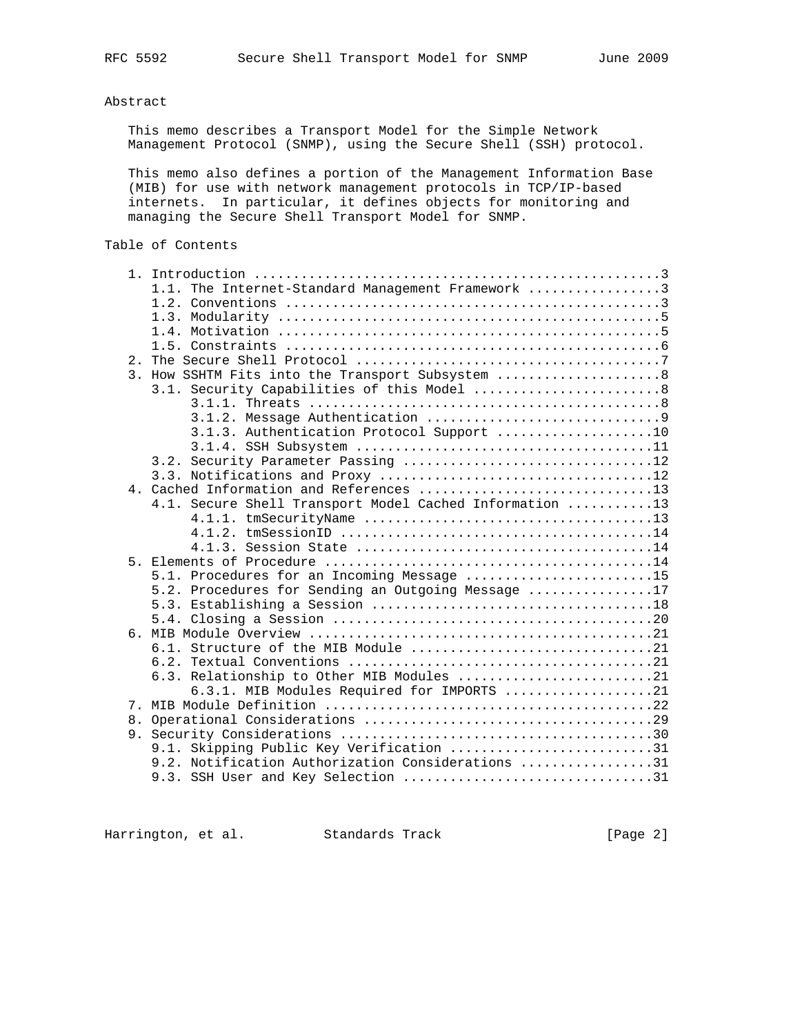## Abstract

This memo describes a Transport Model for the Simple Network Management Protocol (SNMP), using the Secure Shell (SSH) protocol.

This memo also defines a portion of the Management Information Base (MIB) for use with network management protocols in TCP/IP-based internets. In particular, it defines objects for monitoring and managing the Secure Shell Transport Model for SNMP.

## Table of Contents

```
   1. Introduction ....................................................3
      1.1. The Internet-Standard Management Framework .................3
      1.2. Conventions ................................................3
      1.3. Modularity .................................................5
      1.4. Motivation .................................................5
      1.5. Constraints ................................................6
   2. The Secure Shell Protocol .......................................7
   3. How SSHTM Fits into the Transport Subsystem .....................8
      3.1. Security Capabilities of this Model ........................8
           3.1.1. Threats .............................................8
           3.1.2. Message Authentication ..............................9
           3.1.3. Authentication Protocol Support ....................10
           3.1.4. SSH Subsystem ......................................11
      3.2. Security Parameter Passing ................................12
      3.3. Notifications and Proxy ...................................12
   4. Cached Information and References ..............................13
      4.1. Secure Shell Transport Model Cached Information ...........13
           4.1.1. tmSecurityName .....................................13
           4.1.2. tmSessionID ........................................14
           4.1.3. Session State ......................................14
   5. Elements of Procedure ..........................................14
      5.1. Procedures for an Incoming Message ........................15
      5.2. Procedures for Sending an Outgoing Message ................17
      5.3. Establishing a Session ....................................18
      5.4. Closing a Session .........................................20
   6. MIB Module Overview ............................................21
      6.1. Structure of the MIB Module ...............................21
      6.2. Textual Conventions .......................................21
      6.3. Relationship to Other MIB Modules .........................21
           6.3.1. MIB Modules Required for IMPORTS ...................21
   7. MIB Module Definition ..........................................22
   8. Operational Considerations .....................................29
   9. Security Considerations ........................................30
      9.1. Skipping Public Key Verification ..........................31
      9.2. Notification Authorization Considerations .................31
      9.3. SSH User and Key Selection ................................31
```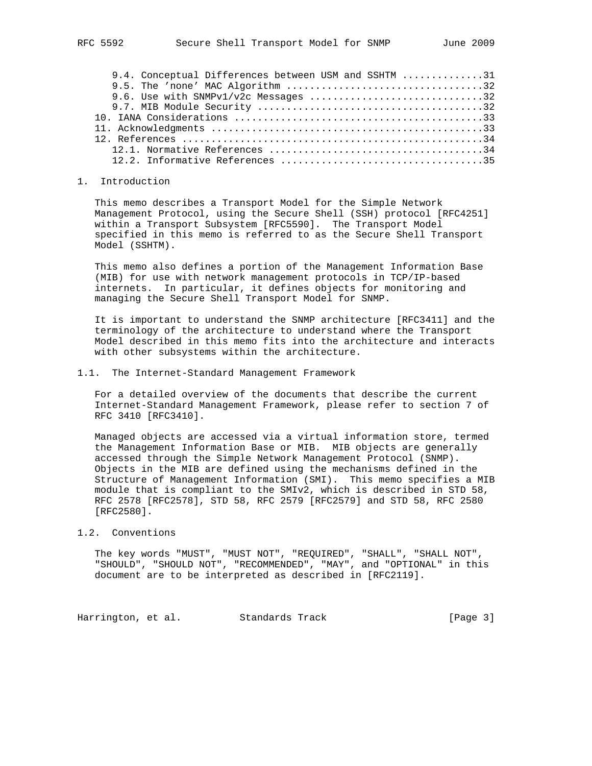9.4. Conceptual Differences between USM and SSHTM .............31
9.5. The 'none' MAC Algorithm .................................32
9.6. Use with SNMPv1/v2c Messages ..............................32
9.7. MIB Module Security .......................................32
10. IANA Considerations ..........................................33
11. Acknowledgments ..............................................33
12. References ...................................................34
12.1. Normative References .....................................34
12.2. Informative References ...................................35

# 1. Introduction

This memo describes a Transport Model for the Simple Network Management Protocol, using the Secure Shell (SSH) protocol [RFC4251] within a Transport Subsystem [RFC5590]. The Transport Model specified in this memo is referred to as the Secure Shell Transport Model (SSHTM).

This memo also defines a portion of the Management Information Base (MIB) for use with network management protocols in TCP/IP-based internets. In particular, it defines objects for monitoring and managing the Secure Shell Transport Model for SNMP.

It is important to understand the SNMP architecture [RFC3411] and the terminology of the architecture to understand where the Transport Model described in this memo fits into the architecture and interacts with other subsystems within the architecture.

## 1.1. The Internet-Standard Management Framework

For a detailed overview of the documents that describe the current Internet-Standard Management Framework, please refer to section 7 of RFC 3410 [RFC3410].

Managed objects are accessed via a virtual information store, termed the Management Information Base or MIB. MIB objects are generally accessed through the Simple Network Management Protocol (SNMP). Objects in the MIB are defined using the mechanisms defined in the Structure of Management Information (SMI). This memo specifies a MIB module that is compliant to the SMIv2, which is described in STD 58, RFC 2578 [RFC2578], STD 58, RFC 2579 [RFC2579] and STD 58, RFC 2580 [RFC2580].

## 1.2. Conventions

The key words "MUST", "MUST NOT", "REQUIRED", "SHALL", "SHALL NOT", "SHOULD", "SHOULD NOT", "RECOMMENDED", "MAY", and "OPTIONAL" in this document are to be interpreted as described in [RFC2119].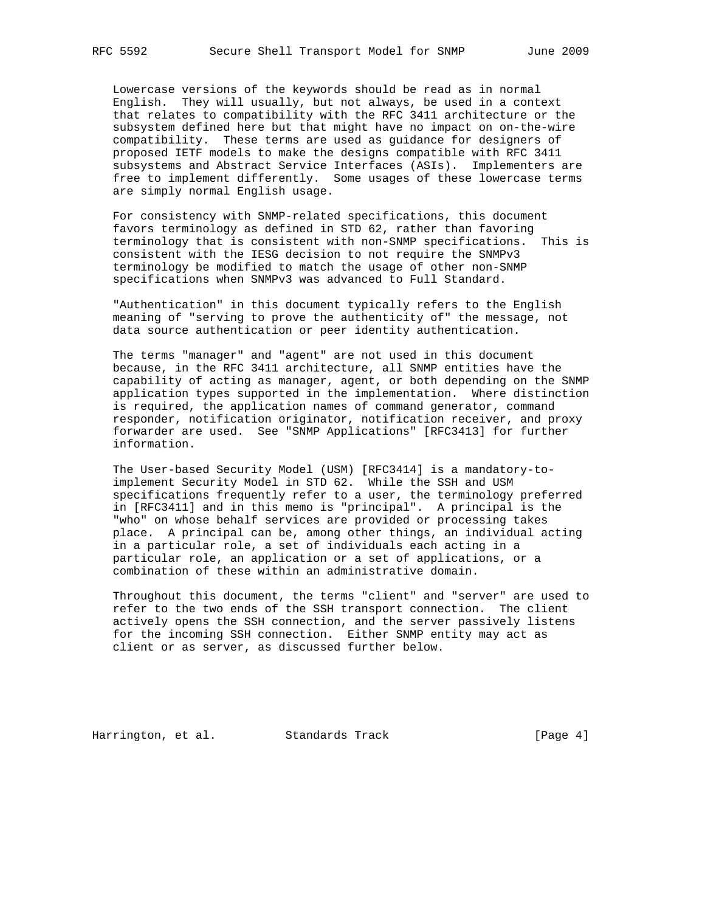Lowercase versions of the keywords should be read as in normal English. They will usually, but not always, be used in a context that relates to compatibility with the RFC 3411 architecture or the subsystem defined here but that might have no impact on on-the-wire compatibility. These terms are used as guidance for designers of proposed IETF models to make the designs compatible with RFC 3411 subsystems and Abstract Service Interfaces (ASIs). Implementers are free to implement differently. Some usages of these lowercase terms are simply normal English usage.

For consistency with SNMP-related specifications, this document favors terminology as defined in STD 62, rather than favoring terminology that is consistent with non-SNMP specifications. This is consistent with the IESG decision to not require the SNMPv3 terminology be modified to match the usage of other non-SNMP specifications when SNMPv3 was advanced to Full Standard.

"Authentication" in this document typically refers to the English meaning of "serving to prove the authenticity of" the message, not data source authentication or peer identity authentication.

The terms "manager" and "agent" are not used in this document because, in the RFC 3411 architecture, all SNMP entities have the capability of acting as manager, agent, or both depending on the SNMP application types supported in the implementation. Where distinction is required, the application names of command generator, command responder, notification originator, notification receiver, and proxy forwarder are used. See "SNMP Applications" [RFC3413] for further information.

The User-based Security Model (USM) [RFC3414] is a mandatory-to-implement Security Model in STD 62. While the SSH and USM specifications frequently refer to a user, the terminology preferred in [RFC3411] and in this memo is "principal". A principal is the "who" on whose behalf services are provided or processing takes place. A principal can be, among other things, an individual acting in a particular role, a set of individuals each acting in a particular role, an application or a set of applications, or a combination of these within an administrative domain.

Throughout this document, the terms "client" and "server" are used to refer to the two ends of the SSH transport connection. The client actively opens the SSH connection, and the server passively listens for the incoming SSH connection. Either SNMP entity may act as client or as server, as discussed further below.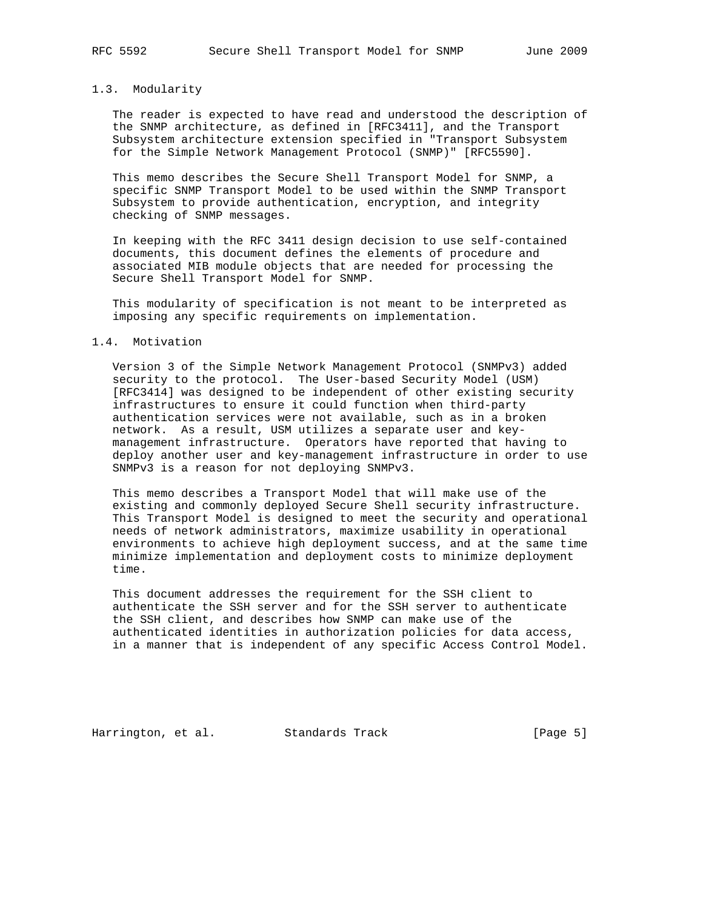### 1.3. Modularity

The reader is expected to have read and understood the description of the SNMP architecture, as defined in [RFC3411], and the Transport Subsystem architecture extension specified in "Transport Subsystem for the Simple Network Management Protocol (SNMP)" [RFC5590].

This memo describes the Secure Shell Transport Model for SNMP, a specific SNMP Transport Model to be used within the SNMP Transport Subsystem to provide authentication, encryption, and integrity checking of SNMP messages.

In keeping with the RFC 3411 design decision to use self-contained documents, this document defines the elements of procedure and associated MIB module objects that are needed for processing the Secure Shell Transport Model for SNMP.

This modularity of specification is not meant to be interpreted as imposing any specific requirements on implementation.

### 1.4. Motivation

Version 3 of the Simple Network Management Protocol (SNMPv3) added security to the protocol. The User-based Security Model (USM) [RFC3414] was designed to be independent of other existing security infrastructures to ensure it could function when third-party authentication services were not available, such as in a broken network. As a result, USM utilizes a separate user and key-management infrastructure. Operators have reported that having to deploy another user and key-management infrastructure in order to use SNMPv3 is a reason for not deploying SNMPv3.

This memo describes a Transport Model that will make use of the existing and commonly deployed Secure Shell security infrastructure. This Transport Model is designed to meet the security and operational needs of network administrators, maximize usability in operational environments to achieve high deployment success, and at the same time minimize implementation and deployment costs to minimize deployment time.

This document addresses the requirement for the SSH client to authenticate the SSH server and for the SSH server to authenticate the SSH client, and describes how SNMP can make use of the authenticated identities in authorization policies for data access, in a manner that is independent of any specific Access Control Model.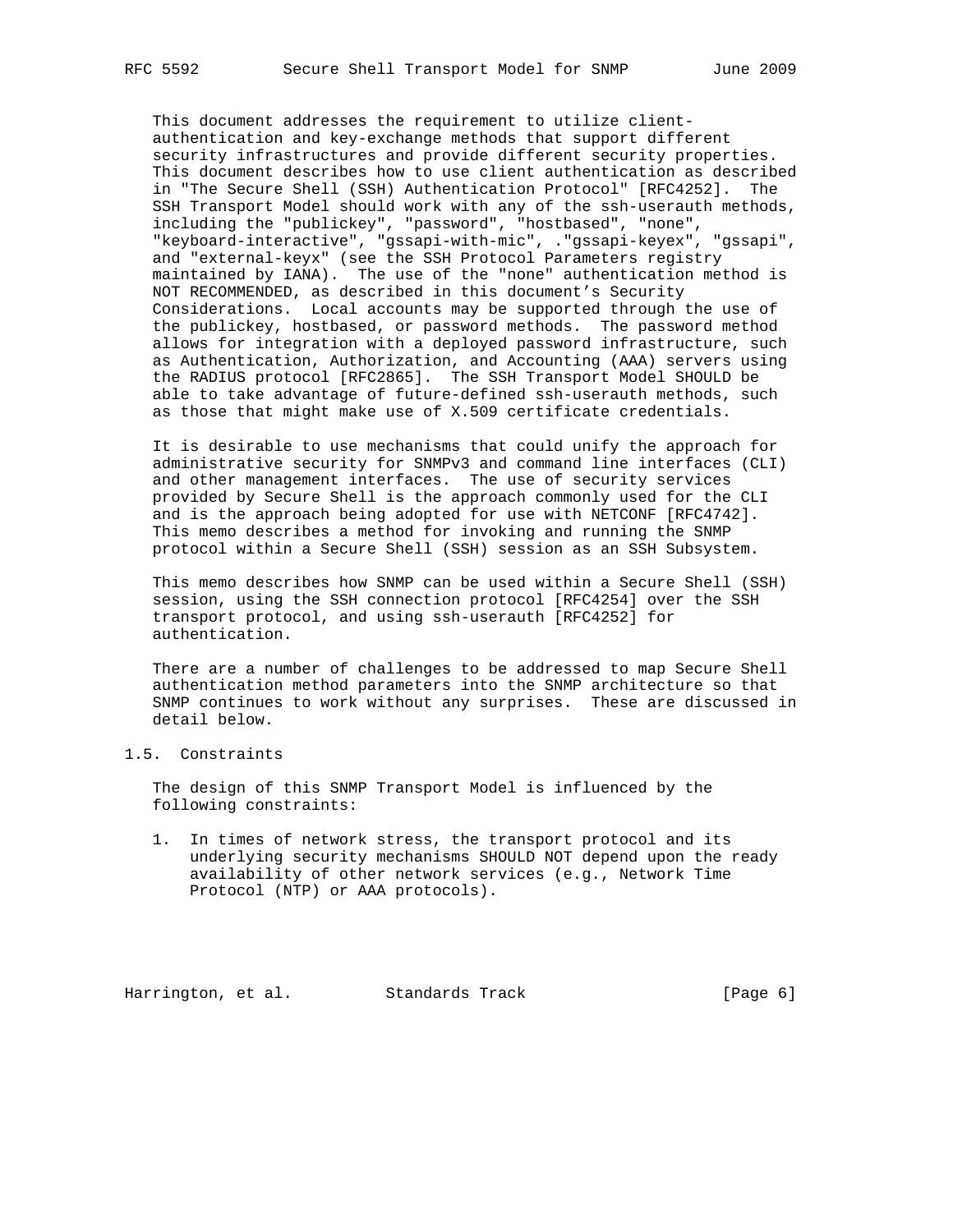This document addresses the requirement to utilize client-authentication and key-exchange methods that support different security infrastructures and provide different security properties. This document describes how to use client authentication as described in "The Secure Shell (SSH) Authentication Protocol" [RFC4252]. The SSH Transport Model should work with any of the ssh-userauth methods, including the "publickey", "password", "hostbased", "none", "keyboard-interactive", "gssapi-with-mic", ."gssapi-keyex", "gssapi", and "external-keyx" (see the SSH Protocol Parameters registry maintained by IANA). The use of the "none" authentication method is NOT RECOMMENDED, as described in this document's Security Considerations. Local accounts may be supported through the use of the publickey, hostbased, or password methods. The password method allows for integration with a deployed password infrastructure, such as Authentication, Authorization, and Accounting (AAA) servers using the RADIUS protocol [RFC2865]. The SSH Transport Model SHOULD be able to take advantage of future-defined ssh-userauth methods, such as those that might make use of X.509 certificate credentials.

It is desirable to use mechanisms that could unify the approach for administrative security for SNMPv3 and command line interfaces (CLI) and other management interfaces. The use of security services provided by Secure Shell is the approach commonly used for the CLI and is the approach being adopted for use with NETCONF [RFC4742]. This memo describes a method for invoking and running the SNMP protocol within a Secure Shell (SSH) session as an SSH Subsystem.

This memo describes how SNMP can be used within a Secure Shell (SSH) session, using the SSH connection protocol [RFC4254] over the SSH transport protocol, and using ssh-userauth [RFC4252] for authentication.

There are a number of challenges to be addressed to map Secure Shell authentication method parameters into the SNMP architecture so that SNMP continues to work without any surprises. These are discussed in detail below.

## 1.5. Constraints

The design of this SNMP Transport Model is influenced by the following constraints:

1. In times of network stress, the transport protocol and its underlying security mechanisms SHOULD NOT depend upon the ready availability of other network services (e.g., Network Time Protocol (NTP) or AAA protocols).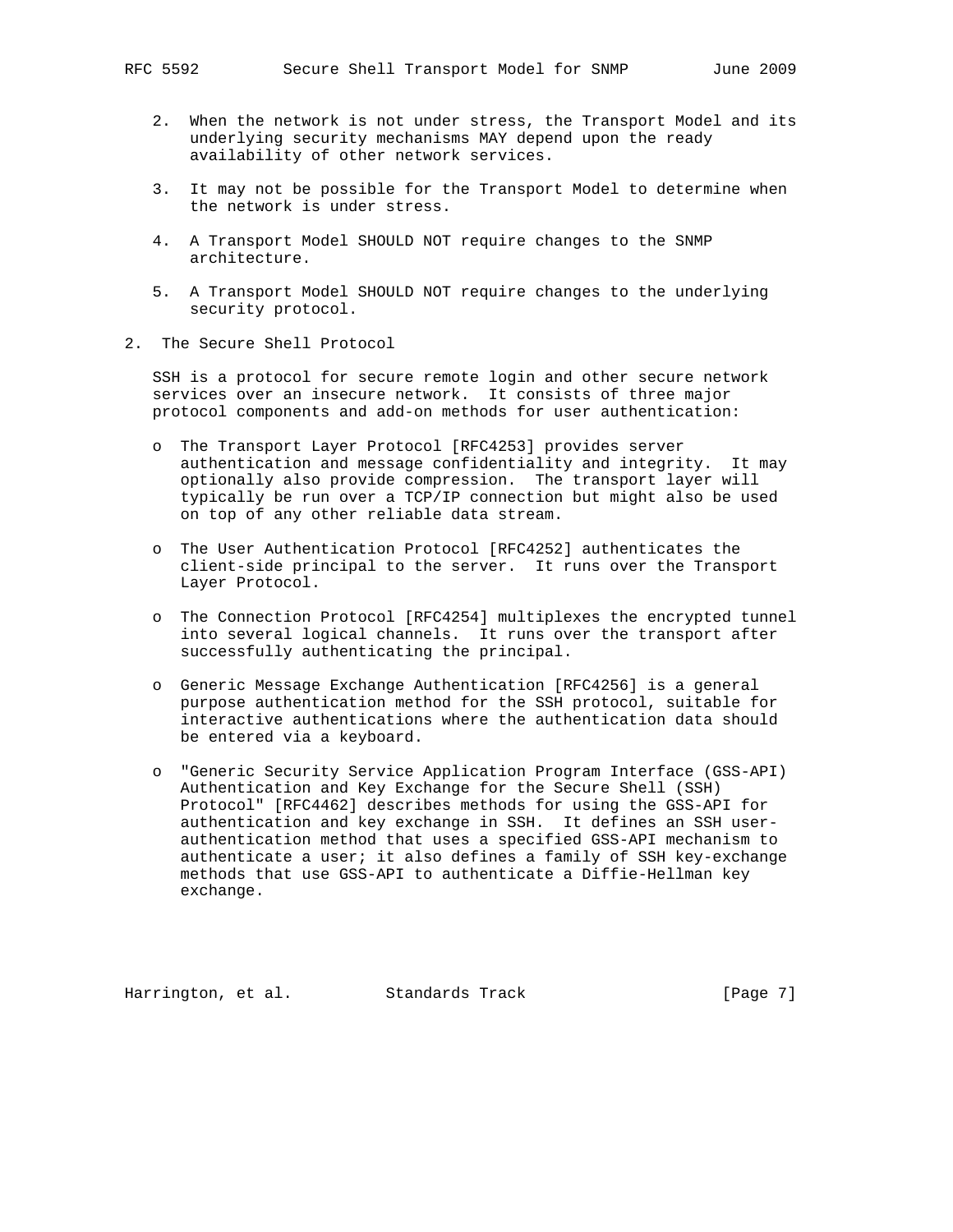2. When the network is not under stress, the Transport Model and its underlying security mechanisms MAY depend upon the ready availability of other network services.

3. It may not be possible for the Transport Model to determine when the network is under stress.

4. A Transport Model SHOULD NOT require changes to the SNMP architecture.

5. A Transport Model SHOULD NOT require changes to the underlying security protocol.

## 2. The Secure Shell Protocol

SSH is a protocol for secure remote login and other secure network services over an insecure network. It consists of three major protocol components and add-on methods for user authentication:

- The Transport Layer Protocol [RFC4253] provides server authentication and message confidentiality and integrity. It may optionally also provide compression. The transport layer will typically be run over a TCP/IP connection but might also be used on top of any other reliable data stream.

- The User Authentication Protocol [RFC4252] authenticates the client-side principal to the server. It runs over the Transport Layer Protocol.

- The Connection Protocol [RFC4254] multiplexes the encrypted tunnel into several logical channels. It runs over the transport after successfully authenticating the principal.

- Generic Message Exchange Authentication [RFC4256] is a general purpose authentication method for the SSH protocol, suitable for interactive authentications where the authentication data should be entered via a keyboard.

- "Generic Security Service Application Program Interface (GSS-API) Authentication and Key Exchange for the Secure Shell (SSH) Protocol" [RFC4462] describes methods for using the GSS-API for authentication and key exchange in SSH. It defines an SSH user-authentication method that uses a specified GSS-API mechanism to authenticate a user; it also defines a family of SSH key-exchange methods that use GSS-API to authenticate a Diffie-Hellman key exchange.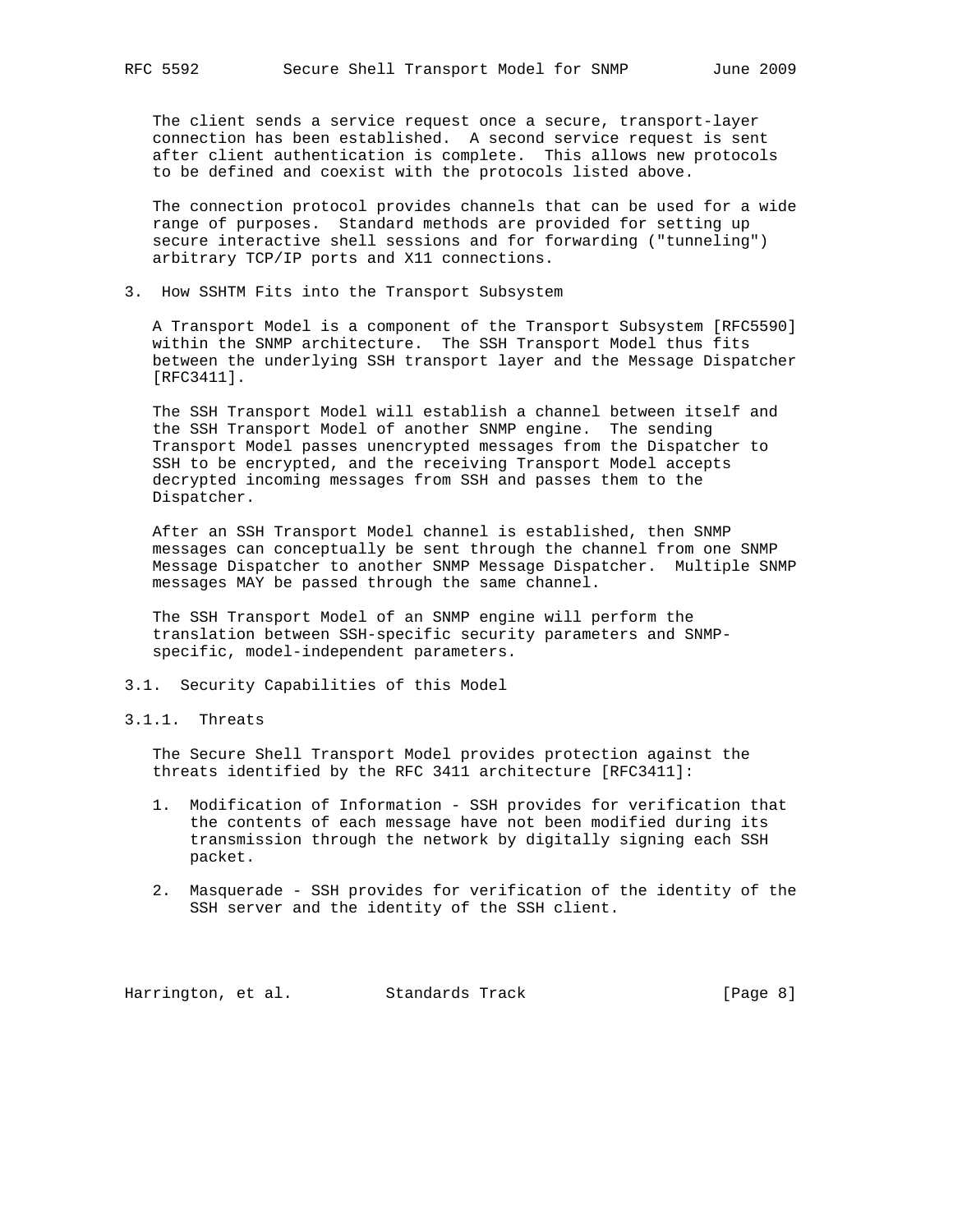The client sends a service request once a secure, transport-layer connection has been established. A second service request is sent after client authentication is complete. This allows new protocols to be defined and coexist with the protocols listed above.

The connection protocol provides channels that can be used for a wide range of purposes. Standard methods are provided for setting up secure interactive shell sessions and for forwarding ("tunneling") arbitrary TCP/IP ports and X11 connections.

## 3. How SSHTM Fits into the Transport Subsystem

A Transport Model is a component of the Transport Subsystem [RFC5590] within the SNMP architecture. The SSH Transport Model thus fits between the underlying SSH transport layer and the Message Dispatcher [RFC3411].

The SSH Transport Model will establish a channel between itself and the SSH Transport Model of another SNMP engine. The sending Transport Model passes unencrypted messages from the Dispatcher to SSH to be encrypted, and the receiving Transport Model accepts decrypted incoming messages from SSH and passes them to the Dispatcher.

After an SSH Transport Model channel is established, then SNMP messages can conceptually be sent through the channel from one SNMP Message Dispatcher to another SNMP Message Dispatcher. Multiple SNMP messages MAY be passed through the same channel.

The SSH Transport Model of an SNMP engine will perform the translation between SSH-specific security parameters and SNMP-specific, model-independent parameters.

### 3.1. Security Capabilities of this Model

#### 3.1.1. Threats

The Secure Shell Transport Model provides protection against the threats identified by the RFC 3411 architecture [RFC3411]:

1. Modification of Information - SSH provides for verification that the contents of each message have not been modified during its transmission through the network by digitally signing each SSH packet.

2. Masquerade - SSH provides for verification of the identity of the SSH server and the identity of the SSH client.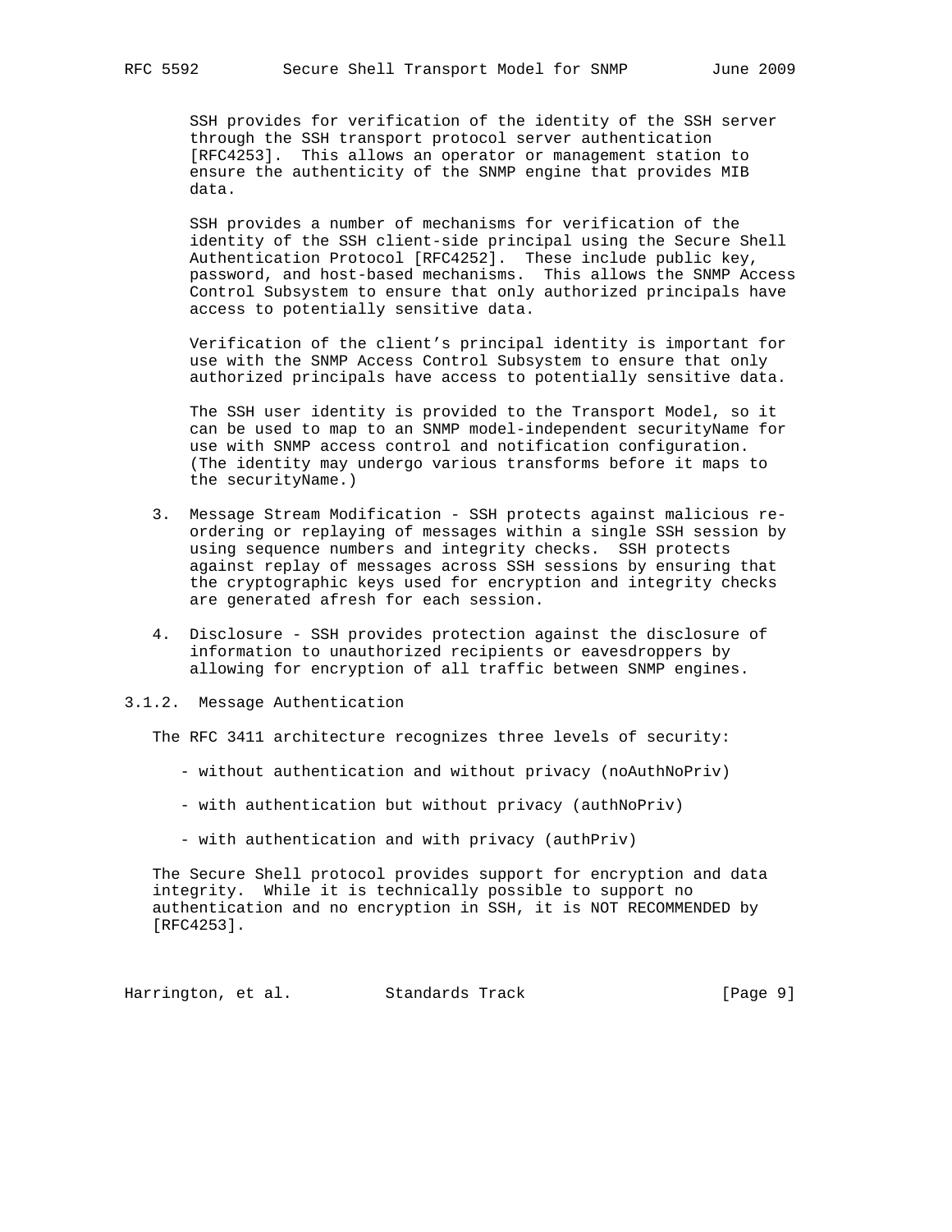SSH provides for verification of the identity of the SSH server through the SSH transport protocol server authentication [RFC4253]. This allows an operator or management station to ensure the authenticity of the SNMP engine that provides MIB data.

SSH provides a number of mechanisms for verification of the identity of the SSH client-side principal using the Secure Shell Authentication Protocol [RFC4252]. These include public key, password, and host-based mechanisms. This allows the SNMP Access Control Subsystem to ensure that only authorized principals have access to potentially sensitive data.

Verification of the client's principal identity is important for use with the SNMP Access Control Subsystem to ensure that only authorized principals have access to potentially sensitive data.

The SSH user identity is provided to the Transport Model, so it can be used to map to an SNMP model-independent securityName for use with SNMP access control and notification configuration. (The identity may undergo various transforms before it maps to the securityName.)

3. Message Stream Modification - SSH protects against malicious re-ordering or replaying of messages within a single SSH session by using sequence numbers and integrity checks. SSH protects against replay of messages across SSH sessions by ensuring that the cryptographic keys used for encryption and integrity checks are generated afresh for each session.

4. Disclosure - SSH provides protection against the disclosure of information to unauthorized recipients or eavesdroppers by allowing for encryption of all traffic between SNMP engines.

### 3.1.2. Message Authentication

The RFC 3411 architecture recognizes three levels of security:

- without authentication and without privacy (noAuthNoPriv)

- with authentication but without privacy (authNoPriv)

- with authentication and with privacy (authPriv)

The Secure Shell protocol provides support for encryption and data integrity. While it is technically possible to support no authentication and no encryption in SSH, it is NOT RECOMMENDED by [RFC4253].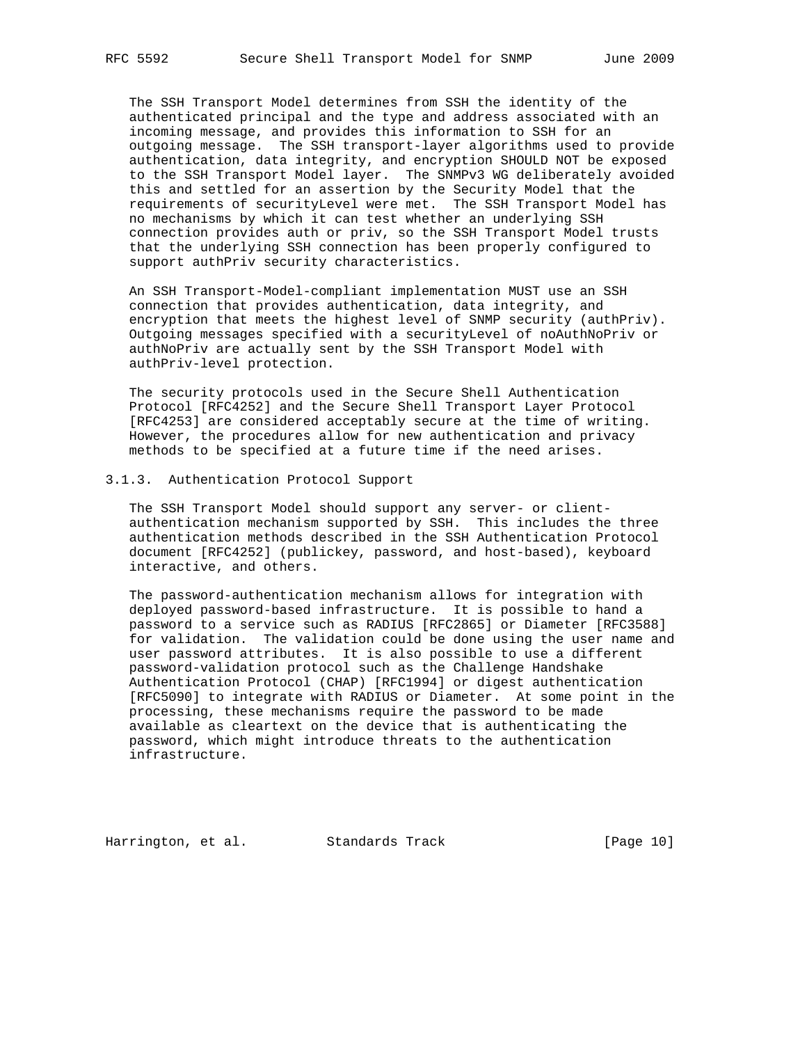The SSH Transport Model determines from SSH the identity of the authenticated principal and the type and address associated with an incoming message, and provides this information to SSH for an outgoing message. The SSH transport-layer algorithms used to provide authentication, data integrity, and encryption SHOULD NOT be exposed to the SSH Transport Model layer. The SNMPv3 WG deliberately avoided this and settled for an assertion by the Security Model that the requirements of securityLevel were met. The SSH Transport Model has no mechanisms by which it can test whether an underlying SSH connection provides auth or priv, so the SSH Transport Model trusts that the underlying SSH connection has been properly configured to support authPriv security characteristics.

An SSH Transport-Model-compliant implementation MUST use an SSH connection that provides authentication, data integrity, and encryption that meets the highest level of SNMP security (authPriv). Outgoing messages specified with a securityLevel of noAuthNoPriv or authNoPriv are actually sent by the SSH Transport Model with authPriv-level protection.

The security protocols used in the Secure Shell Authentication Protocol [RFC4252] and the Secure Shell Transport Layer Protocol [RFC4253] are considered acceptably secure at the time of writing. However, the procedures allow for new authentication and privacy methods to be specified at a future time if the need arises.

### 3.1.3. Authentication Protocol Support

The SSH Transport Model should support any server- or client-authentication mechanism supported by SSH. This includes the three authentication methods described in the SSH Authentication Protocol document [RFC4252] (publickey, password, and host-based), keyboard interactive, and others.

The password-authentication mechanism allows for integration with deployed password-based infrastructure. It is possible to hand a password to a service such as RADIUS [RFC2865] or Diameter [RFC3588] for validation. The validation could be done using the user name and user password attributes. It is also possible to use a different password-validation protocol such as the Challenge Handshake Authentication Protocol (CHAP) [RFC1994] or digest authentication [RFC5090] to integrate with RADIUS or Diameter. At some point in the processing, these mechanisms require the password to be made available as cleartext on the device that is authenticating the password, which might introduce threats to the authentication infrastructure.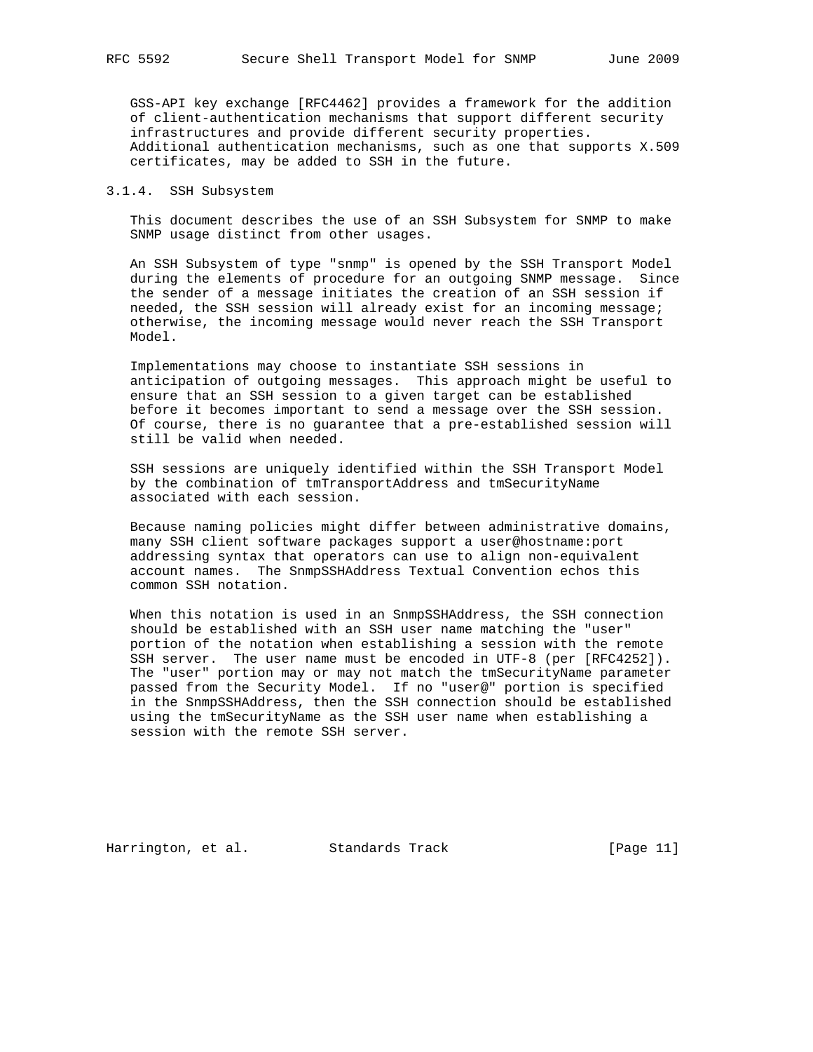GSS-API key exchange [RFC4462] provides a framework for the addition of client-authentication mechanisms that support different security infrastructures and provide different security properties. Additional authentication mechanisms, such as one that supports X.509 certificates, may be added to SSH in the future.

### 3.1.4. SSH Subsystem

This document describes the use of an SSH Subsystem for SNMP to make SNMP usage distinct from other usages.

An SSH Subsystem of type "snmp" is opened by the SSH Transport Model during the elements of procedure for an outgoing SNMP message. Since the sender of a message initiates the creation of an SSH session if needed, the SSH session will already exist for an incoming message; otherwise, the incoming message would never reach the SSH Transport Model.

Implementations may choose to instantiate SSH sessions in anticipation of outgoing messages. This approach might be useful to ensure that an SSH session to a given target can be established before it becomes important to send a message over the SSH session. Of course, there is no guarantee that a pre-established session will still be valid when needed.

SSH sessions are uniquely identified within the SSH Transport Model by the combination of tmTransportAddress and tmSecurityName associated with each session.

Because naming policies might differ between administrative domains, many SSH client software packages support a user@hostname:port addressing syntax that operators can use to align non-equivalent account names. The SnmpSSHAddress Textual Convention echos this common SSH notation.

When this notation is used in an SnmpSSHAddress, the SSH connection should be established with an SSH user name matching the "user" portion of the notation when establishing a session with the remote SSH server. The user name must be encoded in UTF-8 (per [RFC4252]). The "user" portion may or may not match the tmSecurityName parameter passed from the Security Model. If no "user@" portion is specified in the SnmpSSHAddress, then the SSH connection should be established using the tmSecurityName as the SSH user name when establishing a session with the remote SSH server.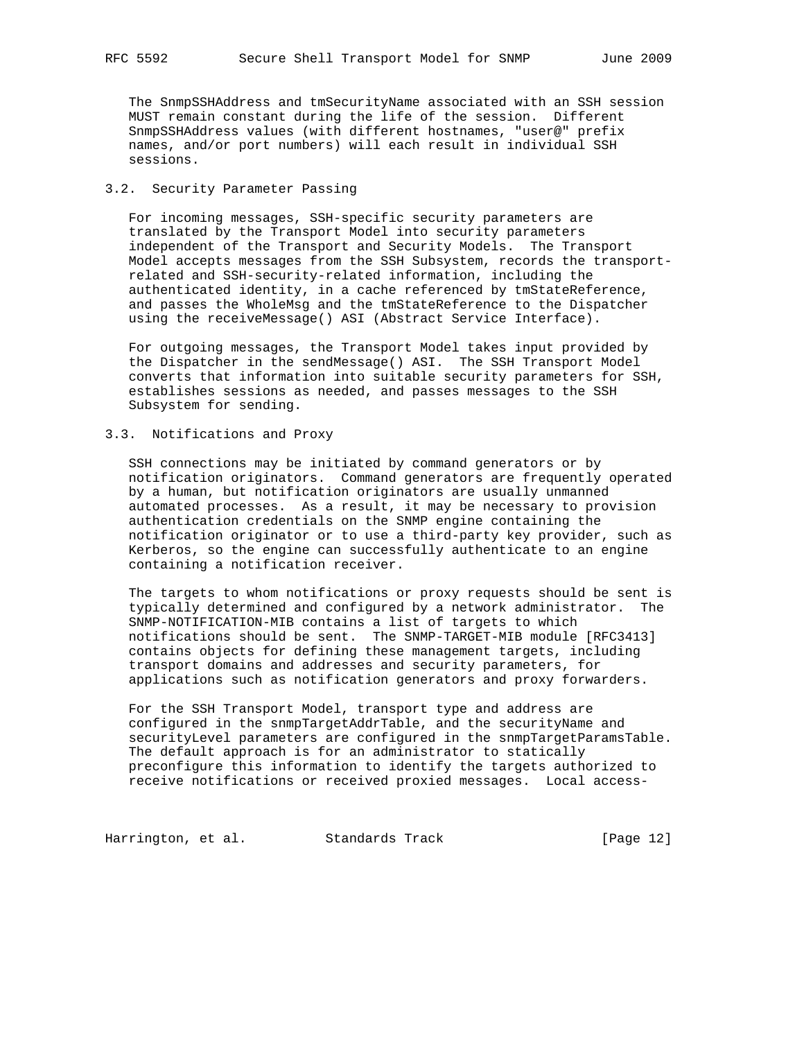The SnmpSSHAddress and tmSecurityName associated with an SSH session MUST remain constant during the life of the session. Different SnmpSSHAddress values (with different hostnames, "user@" prefix names, and/or port numbers) will each result in individual SSH sessions.

## 3.2. Security Parameter Passing

For incoming messages, SSH-specific security parameters are translated by the Transport Model into security parameters independent of the Transport and Security Models. The Transport Model accepts messages from the SSH Subsystem, records the transport-related and SSH-security-related information, including the authenticated identity, in a cache referenced by tmStateReference, and passes the WholeMsg and the tmStateReference to the Dispatcher using the receiveMessage() ASI (Abstract Service Interface).

For outgoing messages, the Transport Model takes input provided by the Dispatcher in the sendMessage() ASI. The SSH Transport Model converts that information into suitable security parameters for SSH, establishes sessions as needed, and passes messages to the SSH Subsystem for sending.

## 3.3. Notifications and Proxy

SSH connections may be initiated by command generators or by notification originators. Command generators are frequently operated by a human, but notification originators are usually unmanned automated processes. As a result, it may be necessary to provision authentication credentials on the SNMP engine containing the notification originator or to use a third-party key provider, such as Kerberos, so the engine can successfully authenticate to an engine containing a notification receiver.

The targets to whom notifications or proxy requests should be sent is typically determined and configured by a network administrator. The SNMP-NOTIFICATION-MIB contains a list of targets to which notifications should be sent. The SNMP-TARGET-MIB module [RFC3413] contains objects for defining these management targets, including transport domains and addresses and security parameters, for applications such as notification generators and proxy forwarders.

For the SSH Transport Model, transport type and address are configured in the snmpTargetAddrTable, and the securityName and securityLevel parameters are configured in the snmpTargetParamsTable. The default approach is for an administrator to statically preconfigure this information to identify the targets authorized to receive notifications or received proxied messages. Local access-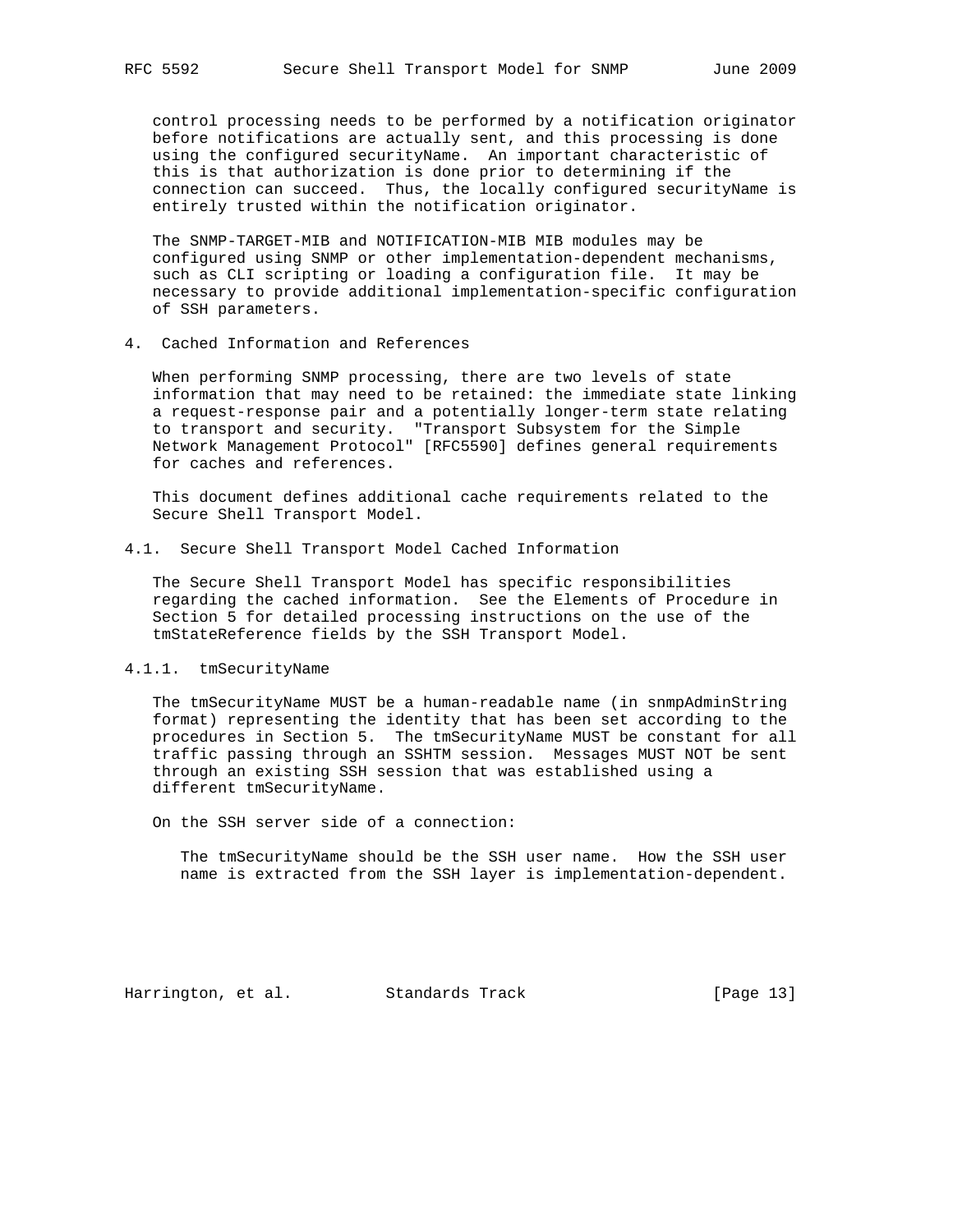control processing needs to be performed by a notification originator before notifications are actually sent, and this processing is done using the configured securityName. An important characteristic of this is that authorization is done prior to determining if the connection can succeed. Thus, the locally configured securityName is entirely trusted within the notification originator.

The SNMP-TARGET-MIB and NOTIFICATION-MIB MIB modules may be configured using SNMP or other implementation-dependent mechanisms, such as CLI scripting or loading a configuration file. It may be necessary to provide additional implementation-specific configuration of SSH parameters.

## 4. Cached Information and References

When performing SNMP processing, there are two levels of state information that may need to be retained: the immediate state linking a request-response pair and a potentially longer-term state relating to transport and security. "Transport Subsystem for the Simple Network Management Protocol" [RFC5590] defines general requirements for caches and references.

This document defines additional cache requirements related to the Secure Shell Transport Model.

### 4.1. Secure Shell Transport Model Cached Information

The Secure Shell Transport Model has specific responsibilities regarding the cached information. See the Elements of Procedure in Section 5 for detailed processing instructions on the use of the tmStateReference fields by the SSH Transport Model.

#### 4.1.1. tmSecurityName

The tmSecurityName MUST be a human-readable name (in snmpAdminString format) representing the identity that has been set according to the procedures in Section 5. The tmSecurityName MUST be constant for all traffic passing through an SSHTM session. Messages MUST NOT be sent through an existing SSH session that was established using a different tmSecurityName.

On the SSH server side of a connection:

> The tmSecurityName should be the SSH user name. How the SSH user name is extracted from the SSH layer is implementation-dependent.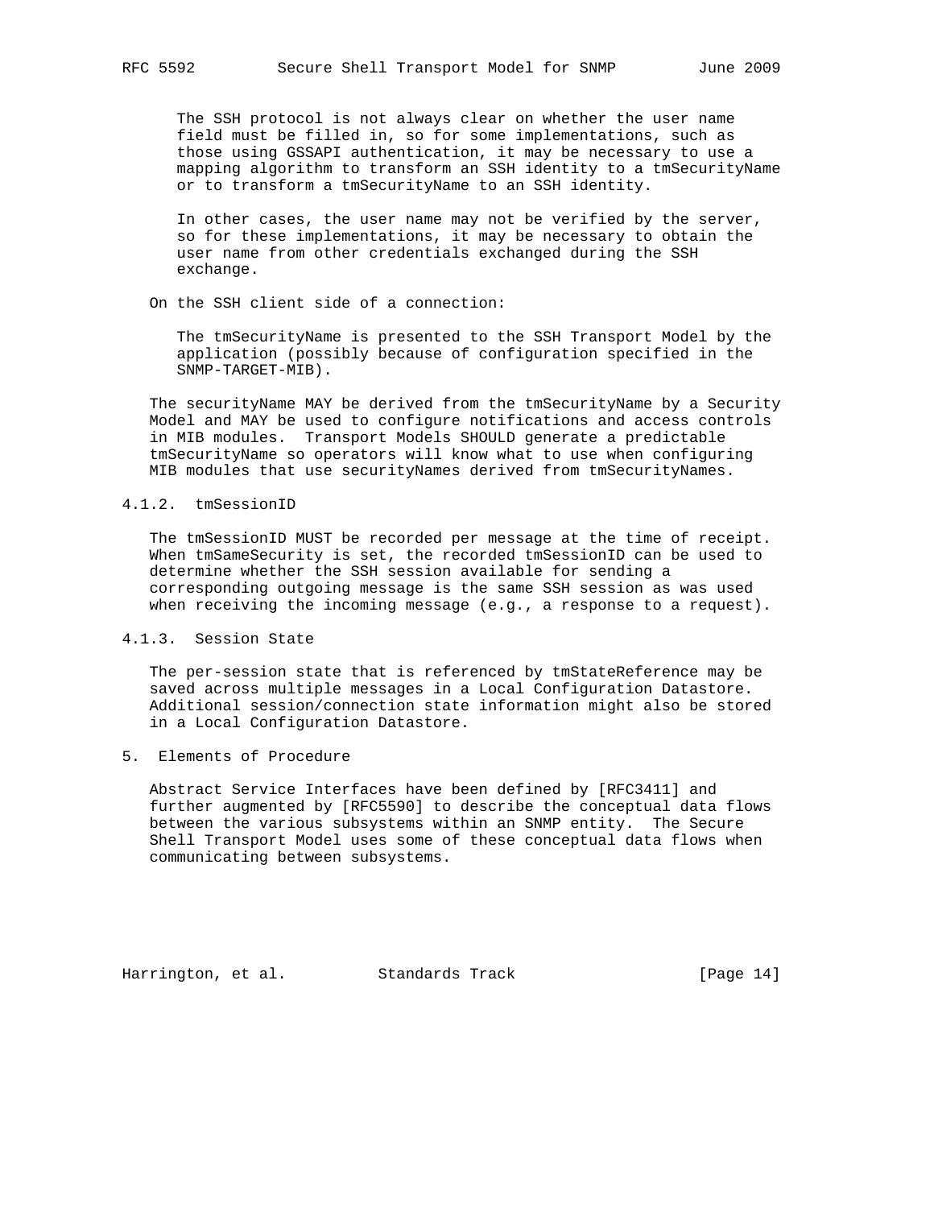The SSH protocol is not always clear on whether the user name field must be filled in, so for some implementations, such as those using GSSAPI authentication, it may be necessary to use a mapping algorithm to transform an SSH identity to a tmSecurityName or to transform a tmSecurityName to an SSH identity.

In other cases, the user name may not be verified by the server, so for these implementations, it may be necessary to obtain the user name from other credentials exchanged during the SSH exchange.

On the SSH client side of a connection:

The tmSecurityName is presented to the SSH Transport Model by the application (possibly because of configuration specified in the SNMP-TARGET-MIB).

The securityName MAY be derived from the tmSecurityName by a Security Model and MAY be used to configure notifications and access controls in MIB modules. Transport Models SHOULD generate a predictable tmSecurityName so operators will know what to use when configuring MIB modules that use securityNames derived from tmSecurityNames.

### 4.1.2. tmSessionID

The tmSessionID MUST be recorded per message at the time of receipt. When tmSameSecurity is set, the recorded tmSessionID can be used to determine whether the SSH session available for sending a corresponding outgoing message is the same SSH session as was used when receiving the incoming message (e.g., a response to a request).

### 4.1.3. Session State

The per-session state that is referenced by tmStateReference may be saved across multiple messages in a Local Configuration Datastore. Additional session/connection state information might also be stored in a Local Configuration Datastore.

## 5. Elements of Procedure

Abstract Service Interfaces have been defined by [RFC3411] and further augmented by [RFC5590] to describe the conceptual data flows between the various subsystems within an SNMP entity. The Secure Shell Transport Model uses some of these conceptual data flows when communicating between subsystems.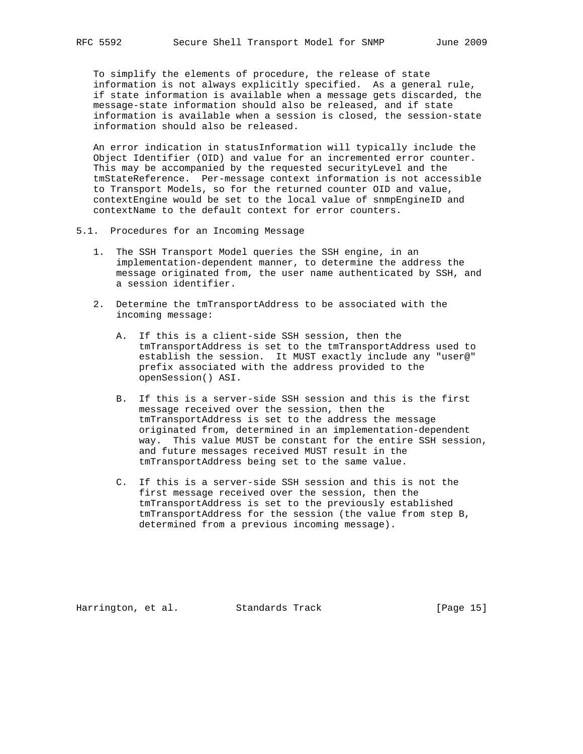To simplify the elements of procedure, the release of state information is not always explicitly specified. As a general rule, if state information is available when a message gets discarded, the message-state information should also be released, and if state information is available when a session is closed, the session-state information should also be released.

An error indication in statusInformation will typically include the Object Identifier (OID) and value for an incremented error counter. This may be accompanied by the requested securityLevel and the tmStateReference. Per-message context information is not accessible to Transport Models, so for the returned counter OID and value, contextEngine would be set to the local value of snmpEngineID and contextName to the default context for error counters.

## 5.1. Procedures for an Incoming Message

1. The SSH Transport Model queries the SSH engine, in an implementation-dependent manner, to determine the address the message originated from, the user name authenticated by SSH, and a session identifier.

2. Determine the tmTransportAddress to be associated with the incoming message:

   A. If this is a client-side SSH session, then the tmTransportAddress is set to the tmTransportAddress used to establish the session. It MUST exactly include any "user@" prefix associated with the address provided to the openSession() ASI.

   B. If this is a server-side SSH session and this is the first message received over the session, then the tmTransportAddress is set to the address the message originated from, determined in an implementation-dependent way. This value MUST be constant for the entire SSH session, and future messages received MUST result in the tmTransportAddress being set to the same value.

   C. If this is a server-side SSH session and this is not the first message received over the session, then the tmTransportAddress is set to the previously established tmTransportAddress for the session (the value from step B, determined from a previous incoming message).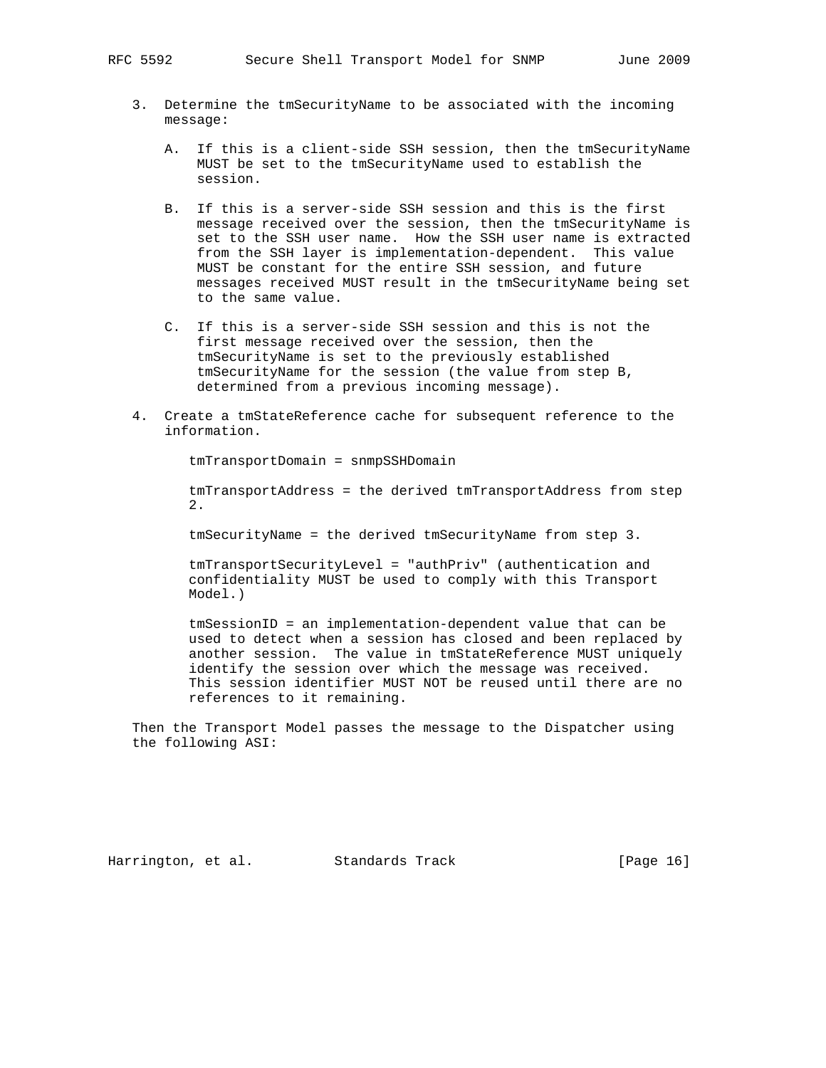3. Determine the tmSecurityName to be associated with the incoming message:

   A. If this is a client-side SSH session, then the tmSecurityName MUST be set to the tmSecurityName used to establish the session.

   B. If this is a server-side SSH session and this is the first message received over the session, then the tmSecurityName is set to the SSH user name. How the SSH user name is extracted from the SSH layer is implementation-dependent. This value MUST be constant for the entire SSH session, and future messages received MUST result in the tmSecurityName being set to the same value.

   C. If this is a server-side SSH session and this is not the first message received over the session, then the tmSecurityName is set to the previously established tmSecurityName for the session (the value from step B, determined from a previous incoming message).

4. Create a tmStateReference cache for subsequent reference to the information.

   tmTransportDomain = snmpSSHDomain

   tmTransportAddress = the derived tmTransportAddress from step 2.

   tmSecurityName = the derived tmSecurityName from step 3.

   tmTransportSecurityLevel = "authPriv" (authentication and confidentiality MUST be used to comply with this Transport Model.)

   tmSessionID = an implementation-dependent value that can be used to detect when a session has closed and been replaced by another session. The value in tmStateReference MUST uniquely identify the session over which the message was received. This session identifier MUST NOT be reused until there are no references to it remaining.

Then the Transport Model passes the message to the Dispatcher using the following ASI: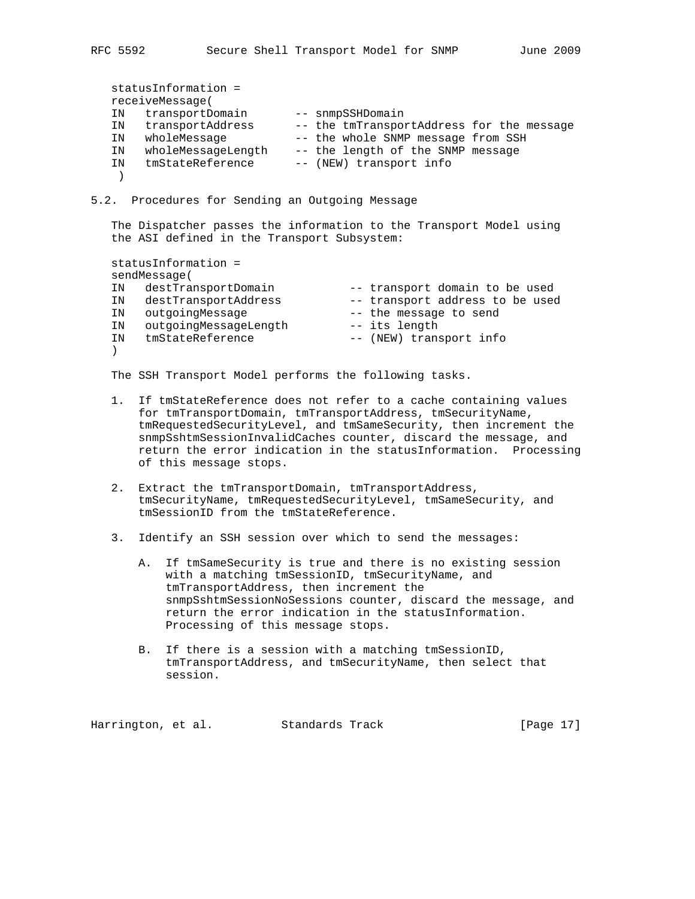```
statusInformation =
receiveMessage(
IN   transportDomain       -- snmpSSHDomain
IN   transportAddress      -- the tmTransportAddress for the message
IN   wholeMessage          -- the whole SNMP message from SSH
IN   wholeMessageLength    -- the length of the SNMP message
IN   tmStateReference      -- (NEW) transport info
 )
```

## 5.2. Procedures for Sending an Outgoing Message

The Dispatcher passes the information to the Transport Model using the ASI defined in the Transport Subsystem:

```
statusInformation =
sendMessage(
IN   destTransportDomain           -- transport domain to be used
IN   destTransportAddress          -- transport address to be used
IN   outgoingMessage               -- the message to send
IN   outgoingMessageLength         -- its length
IN   tmStateReference              -- (NEW) transport info
)
```

The SSH Transport Model performs the following tasks.

1. If tmStateReference does not refer to a cache containing values for tmTransportDomain, tmTransportAddress, tmSecurityName, tmRequestedSecurityLevel, and tmSameSecurity, then increment the snmpSshtmSessionInvalidCaches counter, discard the message, and return the error indication in the statusInformation. Processing of this message stops.

2. Extract the tmTransportDomain, tmTransportAddress, tmSecurityName, tmRequestedSecurityLevel, tmSameSecurity, and tmSessionID from the tmStateReference.

3. Identify an SSH session over which to send the messages:

   A. If tmSameSecurity is true and there is no existing session with a matching tmSessionID, tmSecurityName, and tmTransportAddress, then increment the snmpSshtmSessionNoSessions counter, discard the message, and return the error indication in the statusInformation. Processing of this message stops.

   B. If there is a session with a matching tmSessionID, tmTransportAddress, and tmSecurityName, then select that session.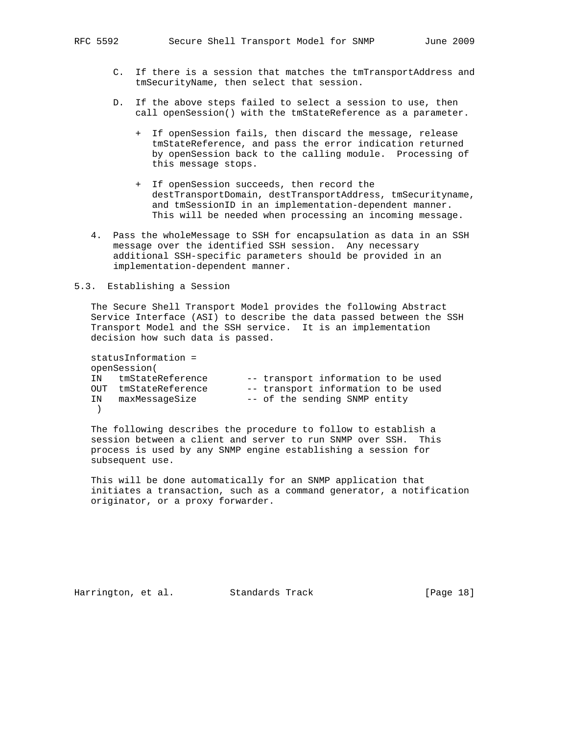C. If there is a session that matches the tmTransportAddress and tmSecurityName, then select that session.

D. If the above steps failed to select a session to use, then call openSession() with the tmStateReference as a parameter.

   + If openSession fails, then discard the message, release tmStateReference, and pass the error indication returned by openSession back to the calling module. Processing of this message stops.

   + If openSession succeeds, then record the destTransportDomain, destTransportAddress, tmSecurityname, and tmSessionID in an implementation-dependent manner. This will be needed when processing an incoming message.

4. Pass the wholeMessage to SSH for encapsulation as data in an SSH message over the identified SSH session. Any necessary additional SSH-specific parameters should be provided in an implementation-dependent manner.

## 5.3. Establishing a Session

The Secure Shell Transport Model provides the following Abstract Service Interface (ASI) to describe the data passed between the SSH Transport Model and the SSH service. It is an implementation decision how such data is passed.

```
statusInformation =
openSession(
IN   tmStateReference       -- transport information to be used
OUT  tmStateReference       -- transport information to be used
IN   maxMessageSize         -- of the sending SNMP entity
 )
```

The following describes the procedure to follow to establish a session between a client and server to run SNMP over SSH. This process is used by any SNMP engine establishing a session for subsequent use.

This will be done automatically for an SNMP application that initiates a transaction, such as a command generator, a notification originator, or a proxy forwarder.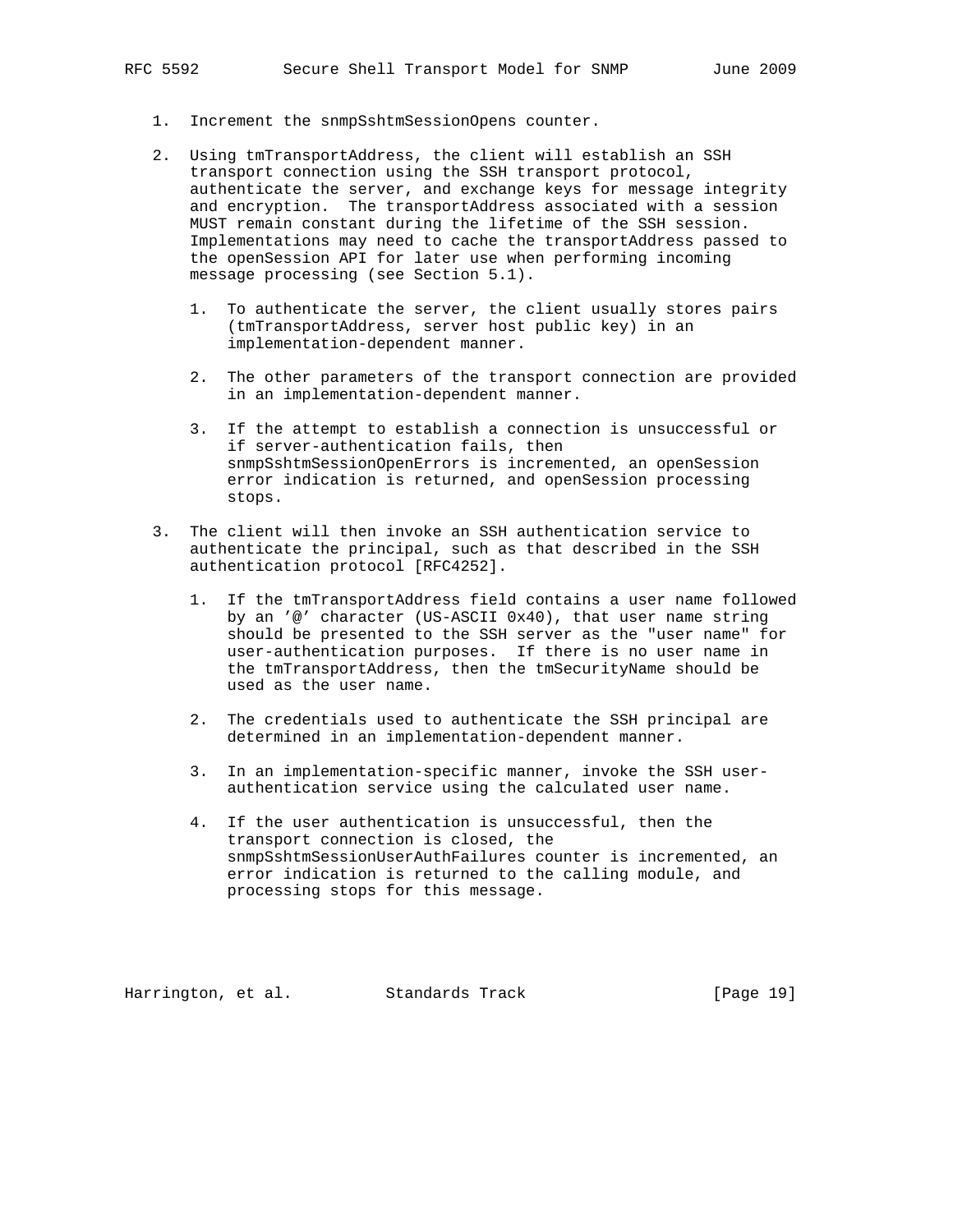1. Increment the snmpSshtmSessionOpens counter.

2. Using tmTransportAddress, the client will establish an SSH transport connection using the SSH transport protocol, authenticate the server, and exchange keys for message integrity and encryption. The transportAddress associated with a session MUST remain constant during the lifetime of the SSH session. Implementations may need to cache the transportAddress passed to the openSession API for later use when performing incoming message processing (see Section 5.1).

   1. To authenticate the server, the client usually stores pairs (tmTransportAddress, server host public key) in an implementation-dependent manner.

   2. The other parameters of the transport connection are provided in an implementation-dependent manner.

   3. If the attempt to establish a connection is unsuccessful or if server-authentication fails, then snmpSshtmSessionOpenErrors is incremented, an openSession error indication is returned, and openSession processing stops.

3. The client will then invoke an SSH authentication service to authenticate the principal, such as that described in the SSH authentication protocol [RFC4252].

   1. If the tmTransportAddress field contains a user name followed by an '@' character (US-ASCII 0x40), that user name string should be presented to the SSH server as the "user name" for user-authentication purposes. If there is no user name in the tmTransportAddress, then the tmSecurityName should be used as the user name.

   2. The credentials used to authenticate the SSH principal are determined in an implementation-dependent manner.

   3. In an implementation-specific manner, invoke the SSH user-authentication service using the calculated user name.

   4. If the user authentication is unsuccessful, then the transport connection is closed, the snmpSshtmSessionUserAuthFailures counter is incremented, an error indication is returned to the calling module, and processing stops for this message.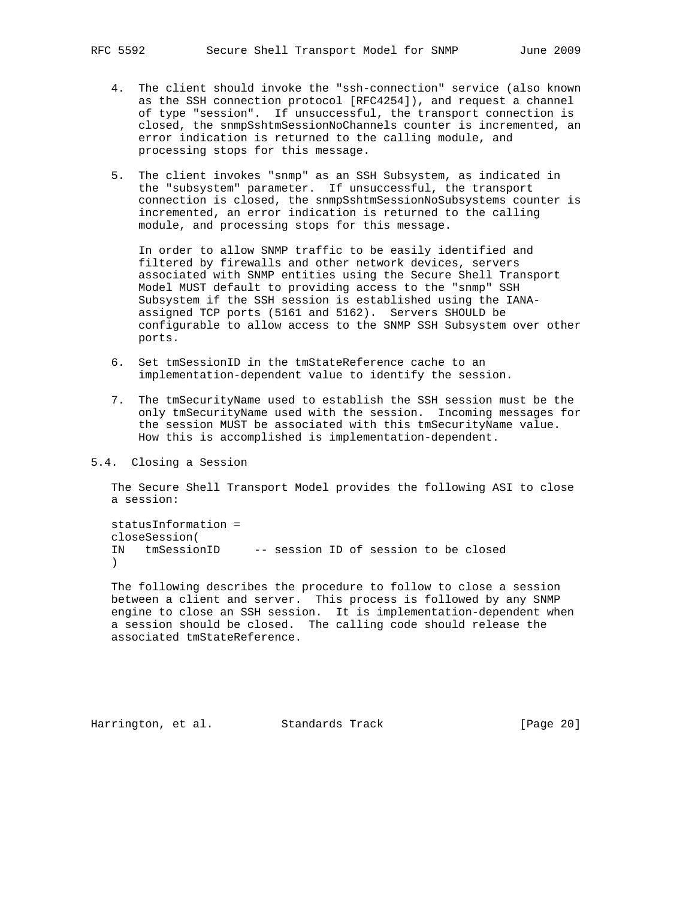4. The client should invoke the "ssh-connection" service (also known as the SSH connection protocol [RFC4254]), and request a channel of type "session". If unsuccessful, the transport connection is closed, the snmpSshtmSessionNoChannels counter is incremented, an error indication is returned to the calling module, and processing stops for this message.

5. The client invokes "snmp" as an SSH Subsystem, as indicated in the "subsystem" parameter. If unsuccessful, the transport connection is closed, the snmpSshtmSessionNoSubsystems counter is incremented, an error indication is returned to the calling module, and processing stops for this message.

   In order to allow SNMP traffic to be easily identified and filtered by firewalls and other network devices, servers associated with SNMP entities using the Secure Shell Transport Model MUST default to providing access to the "snmp" SSH Subsystem if the SSH session is established using the IANA-assigned TCP ports (5161 and 5162). Servers SHOULD be configurable to allow access to the SNMP SSH Subsystem over other ports.

6. Set tmSessionID in the tmStateReference cache to an implementation-dependent value to identify the session.

7. The tmSecurityName used to establish the SSH session must be the only tmSecurityName used with the session. Incoming messages for the session MUST be associated with this tmSecurityName value. How this is accomplished is implementation-dependent.

## 5.4. Closing a Session

The Secure Shell Transport Model provides the following ASI to close a session:

```
statusInformation =
closeSession(
IN   tmSessionID     -- session ID of session to be closed
)
```

The following describes the procedure to follow to close a session between a client and server. This process is followed by any SNMP engine to close an SSH session. It is implementation-dependent when a session should be closed. The calling code should release the associated tmStateReference.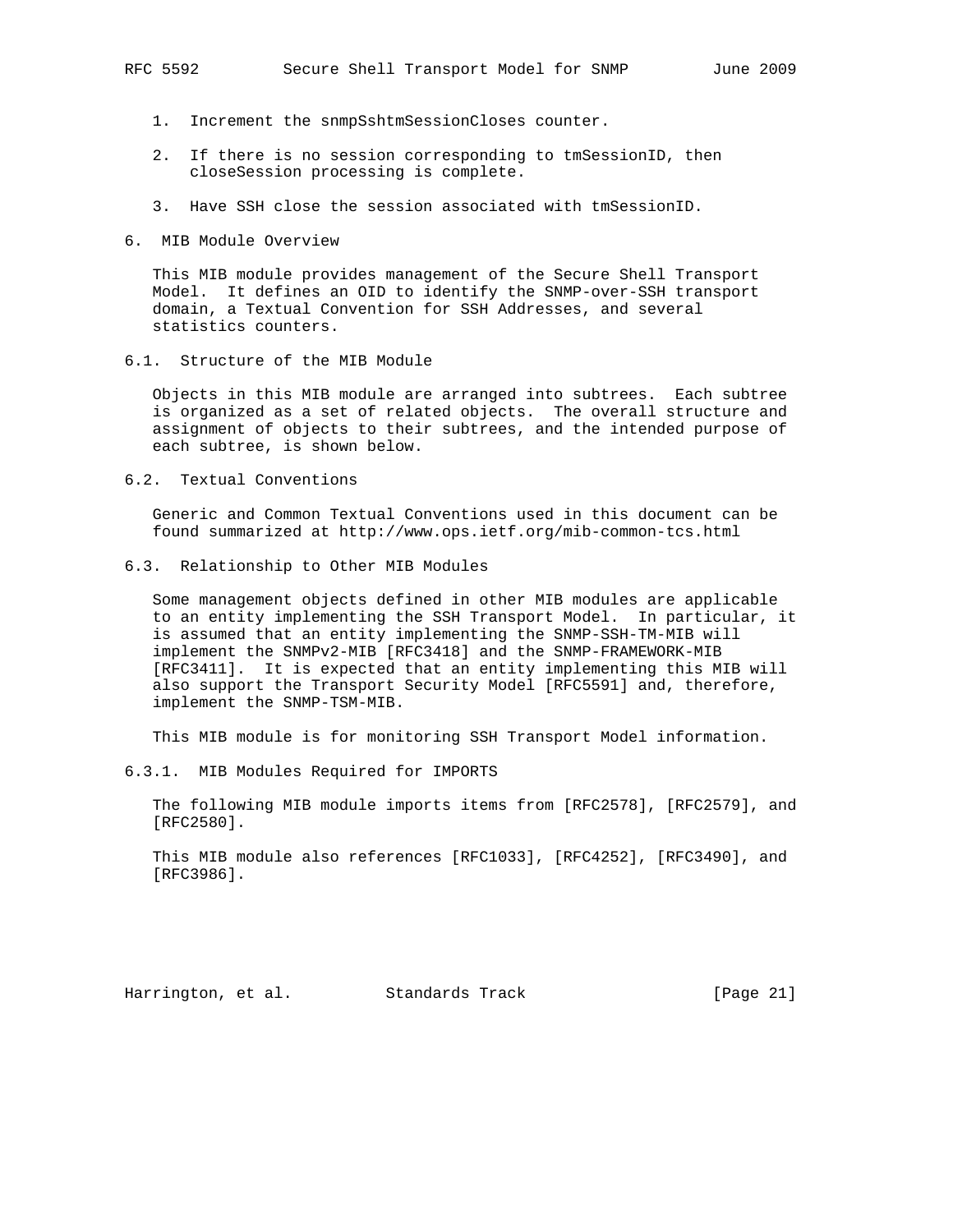1. Increment the snmpSshtmSessionCloses counter.

2. If there is no session corresponding to tmSessionID, then closeSession processing is complete.

3. Have SSH close the session associated with tmSessionID.

# 6. MIB Module Overview

This MIB module provides management of the Secure Shell Transport Model. It defines an OID to identify the SNMP-over-SSH transport domain, a Textual Convention for SSH Addresses, and several statistics counters.

## 6.1. Structure of the MIB Module

Objects in this MIB module are arranged into subtrees. Each subtree is organized as a set of related objects. The overall structure and assignment of objects to their subtrees, and the intended purpose of each subtree, is shown below.

## 6.2. Textual Conventions

Generic and Common Textual Conventions used in this document can be found summarized at http://www.ops.ietf.org/mib-common-tcs.html

## 6.3. Relationship to Other MIB Modules

Some management objects defined in other MIB modules are applicable to an entity implementing the SSH Transport Model. In particular, it is assumed that an entity implementing the SNMP-SSH-TM-MIB will implement the SNMPv2-MIB [RFC3418] and the SNMP-FRAMEWORK-MIB [RFC3411]. It is expected that an entity implementing this MIB will also support the Transport Security Model [RFC5591] and, therefore, implement the SNMP-TSM-MIB.

This MIB module is for monitoring SSH Transport Model information.

### 6.3.1. MIB Modules Required for IMPORTS

The following MIB module imports items from [RFC2578], [RFC2579], and [RFC2580].

This MIB module also references [RFC1033], [RFC4252], [RFC3490], and [RFC3986].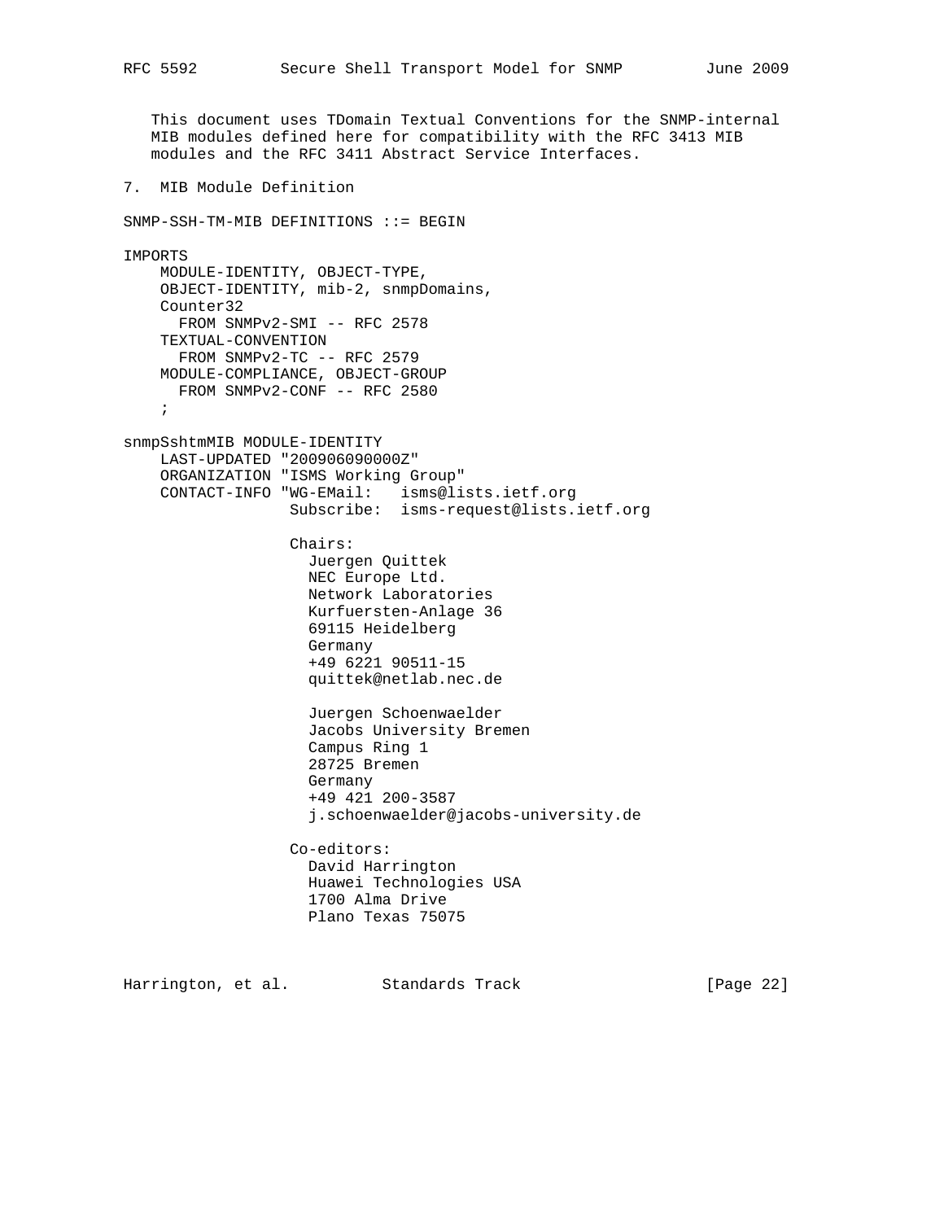This document uses TDomain Textual Conventions for the SNMP-internal MIB modules defined here for compatibility with the RFC 3413 MIB modules and the RFC 3411 Abstract Service Interfaces.

## 7. MIB Module Definition

```
SNMP-SSH-TM-MIB DEFINITIONS ::= BEGIN

IMPORTS
    MODULE-IDENTITY, OBJECT-TYPE,
    OBJECT-IDENTITY, mib-2, snmpDomains,
    Counter32
      FROM SNMPv2-SMI -- RFC 2578
    TEXTUAL-CONVENTION
      FROM SNMPv2-TC -- RFC 2579
    MODULE-COMPLIANCE, OBJECT-GROUP
      FROM SNMPv2-CONF -- RFC 2580
    ;

snmpSshtmMIB MODULE-IDENTITY
    LAST-UPDATED "200906090000Z"
    ORGANIZATION "ISMS Working Group"
    CONTACT-INFO "WG-EMail:   isms@lists.ietf.org
                  Subscribe:  isms-request@lists.ietf.org

                  Chairs:
                    Juergen Quittek
                    NEC Europe Ltd.
                    Network Laboratories
                    Kurfuersten-Anlage 36
                    69115 Heidelberg
                    Germany
                    +49 6221 90511-15
                    quittek@netlab.nec.de

                    Juergen Schoenwaelder
                    Jacobs University Bremen
                    Campus Ring 1
                    28725 Bremen
                    Germany
                    +49 421 200-3587
                    j.schoenwaelder@jacobs-university.de

                  Co-editors:
                    David Harrington
                    Huawei Technologies USA
                    1700 Alma Drive
                    Plano Texas 75075
```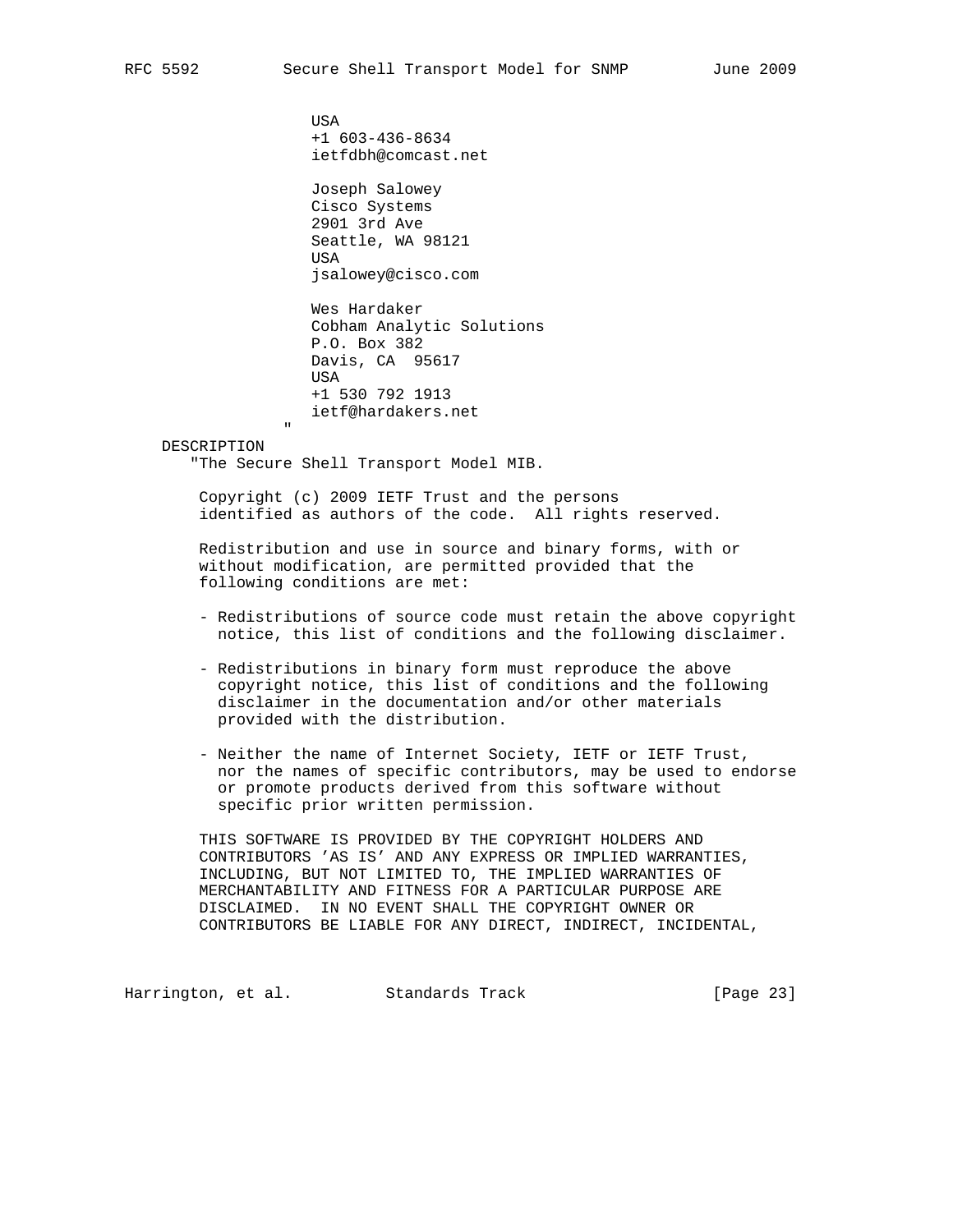```
                  USA
                  +1 603-436-8634
                  ietfdbh@comcast.net

                  Joseph Salowey
                  Cisco Systems
                  2901 3rd Ave
                  Seattle, WA 98121
                  USA
                  jsalowey@cisco.com

                  Wes Hardaker
                  Cobham Analytic Solutions
                  P.O. Box 382
                  Davis, CA  95617
                  USA
                  +1 530 792 1913
                  ietf@hardakers.net
                 "
    DESCRIPTION
       "The Secure Shell Transport Model MIB.

        Copyright (c) 2009 IETF Trust and the persons
        identified as authors of the code.  All rights reserved.

        Redistribution and use in source and binary forms, with or
        without modification, are permitted provided that the
        following conditions are met:

        - Redistributions of source code must retain the above copyright
          notice, this list of conditions and the following disclaimer.

        - Redistributions in binary form must reproduce the above
          copyright notice, this list of conditions and the following
          disclaimer in the documentation and/or other materials
          provided with the distribution.

        - Neither the name of Internet Society, IETF or IETF Trust,
          nor the names of specific contributors, may be used to endorse
          or promote products derived from this software without
          specific prior written permission.

        THIS SOFTWARE IS PROVIDED BY THE COPYRIGHT HOLDERS AND
        CONTRIBUTORS 'AS IS' AND ANY EXPRESS OR IMPLIED WARRANTIES,
        INCLUDING, BUT NOT LIMITED TO, THE IMPLIED WARRANTIES OF
        MERCHANTABILITY AND FITNESS FOR A PARTICULAR PURPOSE ARE
        DISCLAIMED.  IN NO EVENT SHALL THE COPYRIGHT OWNER OR
        CONTRIBUTORS BE LIABLE FOR ANY DIRECT, INDIRECT, INCIDENTAL,
```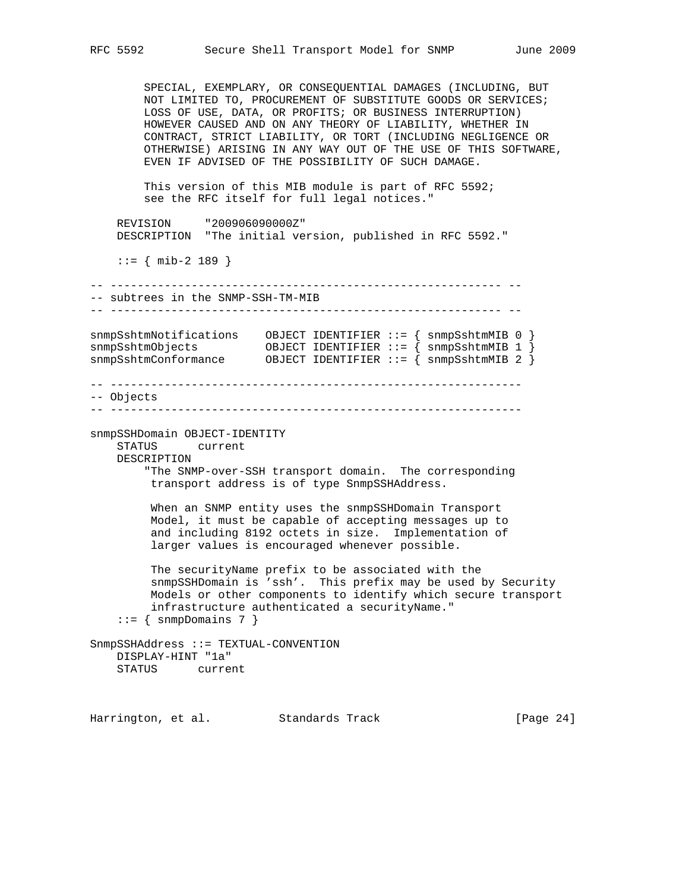```
        SPECIAL, EXEMPLARY, OR CONSEQUENTIAL DAMAGES (INCLUDING, BUT
        NOT LIMITED TO, PROCUREMENT OF SUBSTITUTE GOODS OR SERVICES;
        LOSS OF USE, DATA, OR PROFITS; OR BUSINESS INTERRUPTION)
        HOWEVER CAUSED AND ON ANY THEORY OF LIABILITY, WHETHER IN
        CONTRACT, STRICT LIABILITY, OR TORT (INCLUDING NEGLIGENCE OR
        OTHERWISE) ARISING IN ANY WAY OUT OF THE USE OF THIS SOFTWARE,
        EVEN IF ADVISED OF THE POSSIBILITY OF SUCH DAMAGE.

        This version of this MIB module is part of RFC 5592;
        see the RFC itself for full legal notices."

    REVISION     "200906090000Z"
    DESCRIPTION  "The initial version, published in RFC 5592."

    ::= { mib-2 189 }

-- ---------------------------------------------------------- --
-- subtrees in the SNMP-SSH-TM-MIB
-- ---------------------------------------------------------- --

snmpSshtmNotifications    OBJECT IDENTIFIER ::= { snmpSshtmMIB 0 }
snmpSshtmObjects          OBJECT IDENTIFIER ::= { snmpSshtmMIB 1 }
snmpSshtmConformance      OBJECT IDENTIFIER ::= { snmpSshtmMIB 2 }

-- -------------------------------------------------------------
-- Objects
-- -------------------------------------------------------------

snmpSSHDomain OBJECT-IDENTITY
    STATUS      current
    DESCRIPTION
        "The SNMP-over-SSH transport domain.  The corresponding
         transport address is of type SnmpSSHAddress.

         When an SNMP entity uses the snmpSSHDomain Transport
         Model, it must be capable of accepting messages up to
         and including 8192 octets in size.  Implementation of
         larger values is encouraged whenever possible.

         The securityName prefix to be associated with the
         snmpSSHDomain is 'ssh'.  This prefix may be used by Security
         Models or other components to identify which secure transport
         infrastructure authenticated a securityName."
    ::= { snmpDomains 7 }

SnmpSSHAddress ::= TEXTUAL-CONVENTION
    DISPLAY-HINT "1a"
    STATUS      current
```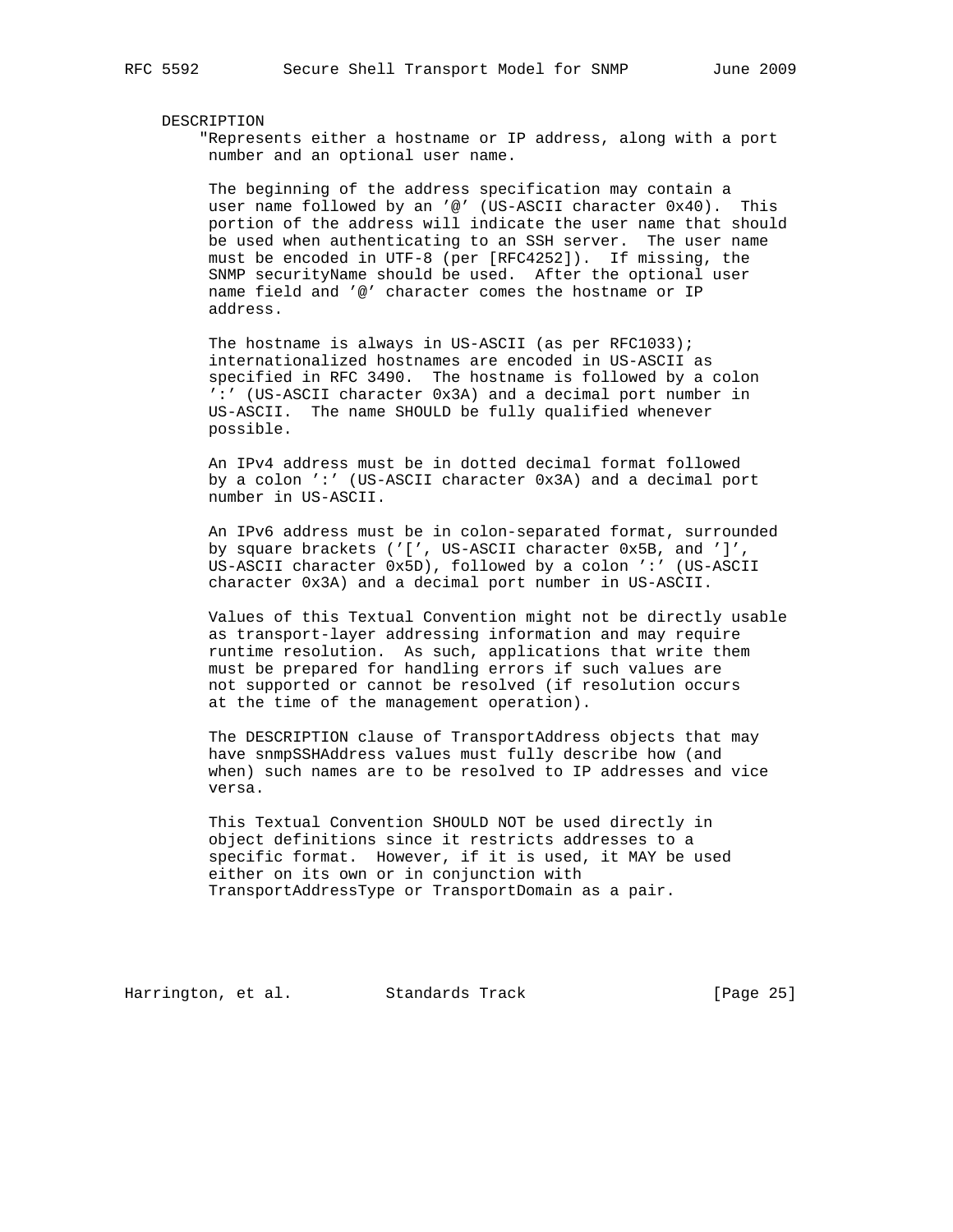```
   DESCRIPTION
       "Represents either a hostname or IP address, along with a port
        number and an optional user name.

        The beginning of the address specification may contain a
        user name followed by an '@' (US-ASCII character 0x40).  This
        portion of the address will indicate the user name that should
        be used when authenticating to an SSH server.  The user name
        must be encoded in UTF-8 (per [RFC4252]).  If missing, the
        SNMP securityName should be used.  After the optional user
        name field and '@' character comes the hostname or IP
        address.

        The hostname is always in US-ASCII (as per RFC1033);
        internationalized hostnames are encoded in US-ASCII as
        specified in RFC 3490.  The hostname is followed by a colon
        ':' (US-ASCII character 0x3A) and a decimal port number in
        US-ASCII.  The name SHOULD be fully qualified whenever
        possible.

        An IPv4 address must be in dotted decimal format followed
        by a colon ':' (US-ASCII character 0x3A) and a decimal port
        number in US-ASCII.

        An IPv6 address must be in colon-separated format, surrounded
        by square brackets ('[', US-ASCII character 0x5B, and ']',
        US-ASCII character 0x5D), followed by a colon ':' (US-ASCII
        character 0x3A) and a decimal port number in US-ASCII.

        Values of this Textual Convention might not be directly usable
        as transport-layer addressing information and may require
        runtime resolution.  As such, applications that write them
        must be prepared for handling errors if such values are
        not supported or cannot be resolved (if resolution occurs
        at the time of the management operation).

        The DESCRIPTION clause of TransportAddress objects that may
        have snmpSSHAddress values must fully describe how (and
        when) such names are to be resolved to IP addresses and vice
        versa.

        This Textual Convention SHOULD NOT be used directly in
        object definitions since it restricts addresses to a
        specific format.  However, if it is used, it MAY be used
        either on its own or in conjunction with
        TransportAddressType or TransportDomain as a pair.
```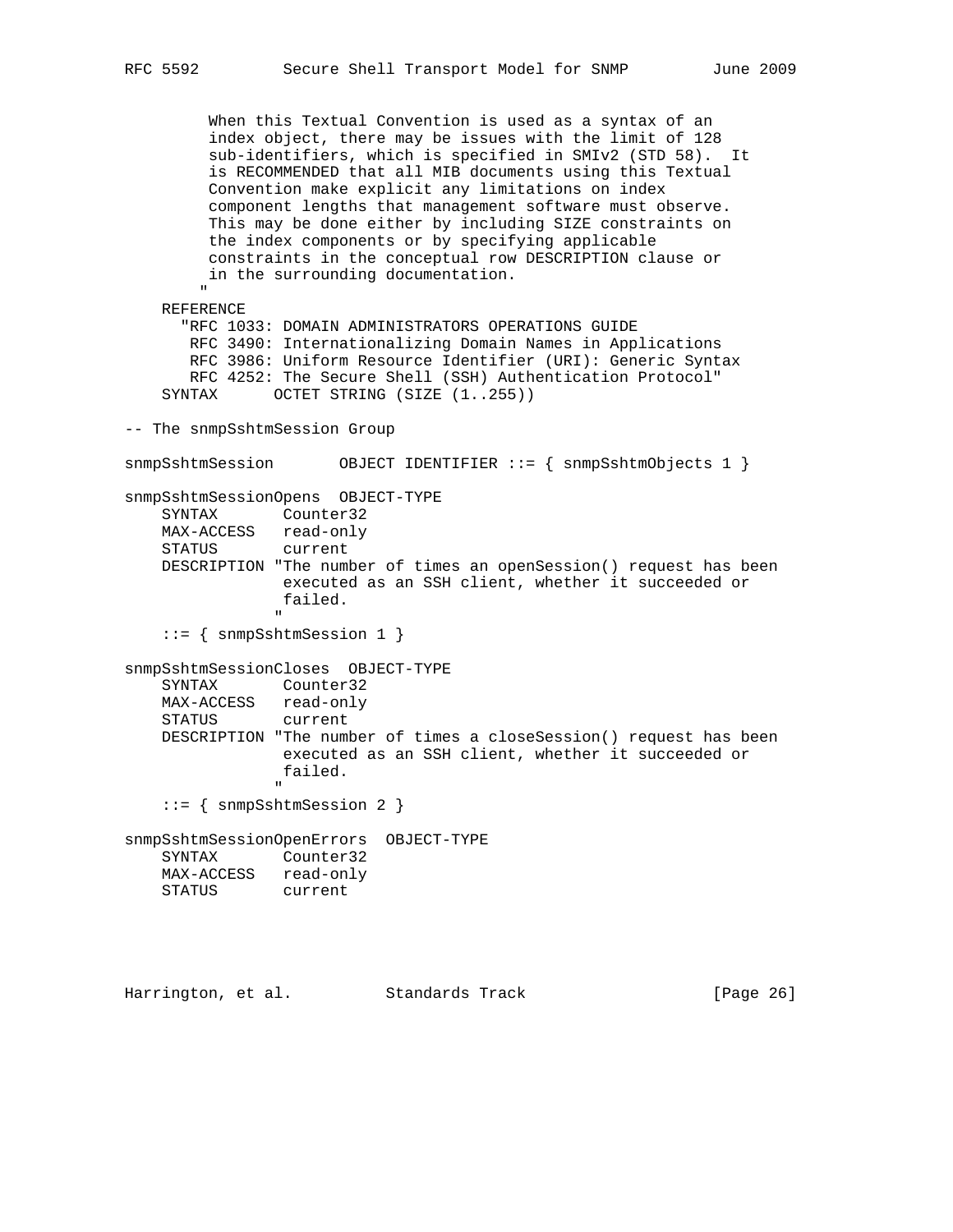```
         When this Textual Convention is used as a syntax of an
         index object, there may be issues with the limit of 128
         sub-identifiers, which is specified in SMIv2 (STD 58).  It
         is RECOMMENDED that all MIB documents using this Textual
         Convention make explicit any limitations on index
         component lengths that management software must observe.
         This may be done either by including SIZE constraints on
         the index components or by specifying applicable
         constraints in the conceptual row DESCRIPTION clause or
         in the surrounding documentation.
        "
    REFERENCE
      "RFC 1033: DOMAIN ADMINISTRATORS OPERATIONS GUIDE
       RFC 3490: Internationalizing Domain Names in Applications
       RFC 3986: Uniform Resource Identifier (URI): Generic Syntax
       RFC 4252: The Secure Shell (SSH) Authentication Protocol"
    SYNTAX      OCTET STRING (SIZE (1..255))

-- The snmpSshtmSession Group

snmpSshtmSession       OBJECT IDENTIFIER ::= { snmpSshtmObjects 1 }

snmpSshtmSessionOpens  OBJECT-TYPE
    SYNTAX       Counter32
    MAX-ACCESS   read-only
    STATUS       current
    DESCRIPTION "The number of times an openSession() request has been
                 executed as an SSH client, whether it succeeded or
                 failed.
                "
    ::= { snmpSshtmSession 1 }

snmpSshtmSessionCloses  OBJECT-TYPE
    SYNTAX       Counter32
    MAX-ACCESS   read-only
    STATUS       current
    DESCRIPTION "The number of times a closeSession() request has been
                 executed as an SSH client, whether it succeeded or
                 failed.
                "
    ::= { snmpSshtmSession 2 }

snmpSshtmSessionOpenErrors  OBJECT-TYPE
    SYNTAX       Counter32
    MAX-ACCESS   read-only
    STATUS       current
```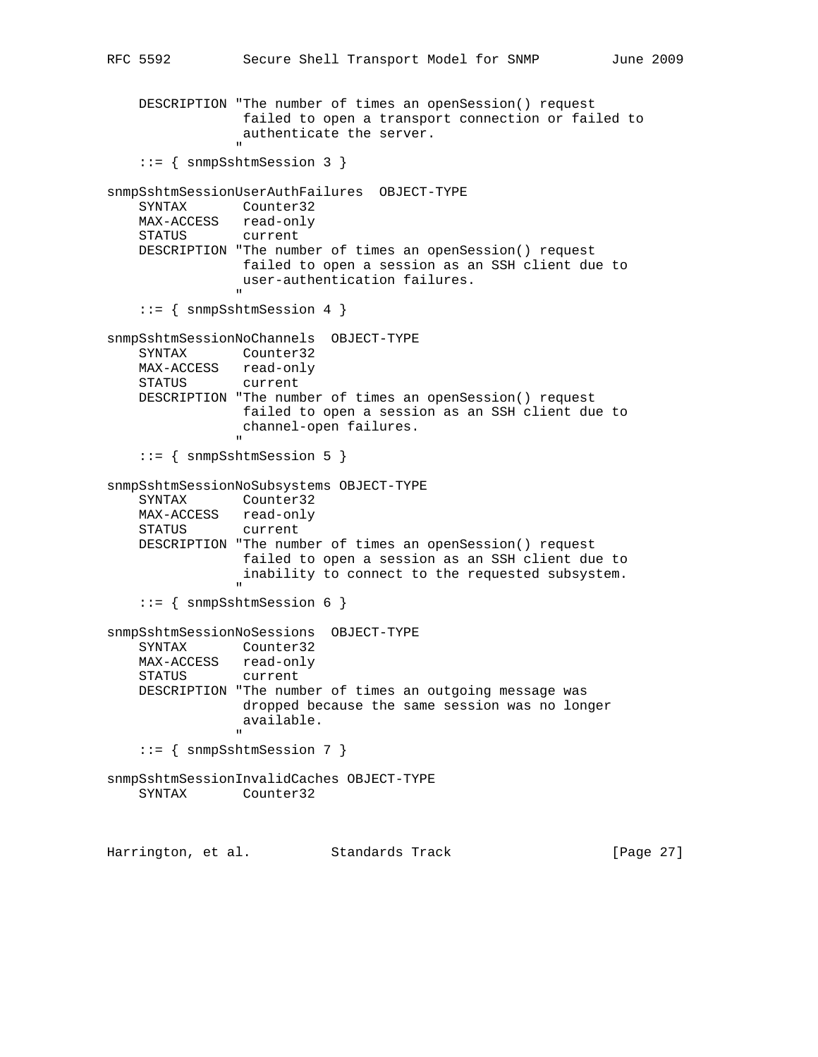```
    DESCRIPTION "The number of times an openSession() request
                 failed to open a transport connection or failed to
                 authenticate the server.
                "
    ::= { snmpSshtmSession 3 }

snmpSshtmSessionUserAuthFailures  OBJECT-TYPE
    SYNTAX       Counter32
    MAX-ACCESS   read-only
    STATUS       current
    DESCRIPTION "The number of times an openSession() request
                 failed to open a session as an SSH client due to
                 user-authentication failures.
                "
    ::= { snmpSshtmSession 4 }

snmpSshtmSessionNoChannels  OBJECT-TYPE
    SYNTAX       Counter32
    MAX-ACCESS   read-only
    STATUS       current
    DESCRIPTION "The number of times an openSession() request
                 failed to open a session as an SSH client due to
                 channel-open failures.
                "
    ::= { snmpSshtmSession 5 }

snmpSshtmSessionNoSubsystems OBJECT-TYPE
    SYNTAX       Counter32
    MAX-ACCESS   read-only
    STATUS       current
    DESCRIPTION "The number of times an openSession() request
                 failed to open a session as an SSH client due to
                 inability to connect to the requested subsystem.
                "
    ::= { snmpSshtmSession 6 }

snmpSshtmSessionNoSessions  OBJECT-TYPE
    SYNTAX       Counter32
    MAX-ACCESS   read-only
    STATUS       current
    DESCRIPTION "The number of times an outgoing message was
                 dropped because the same session was no longer
                 available.
                "
    ::= { snmpSshtmSession 7 }

snmpSshtmSessionInvalidCaches OBJECT-TYPE
    SYNTAX       Counter32
```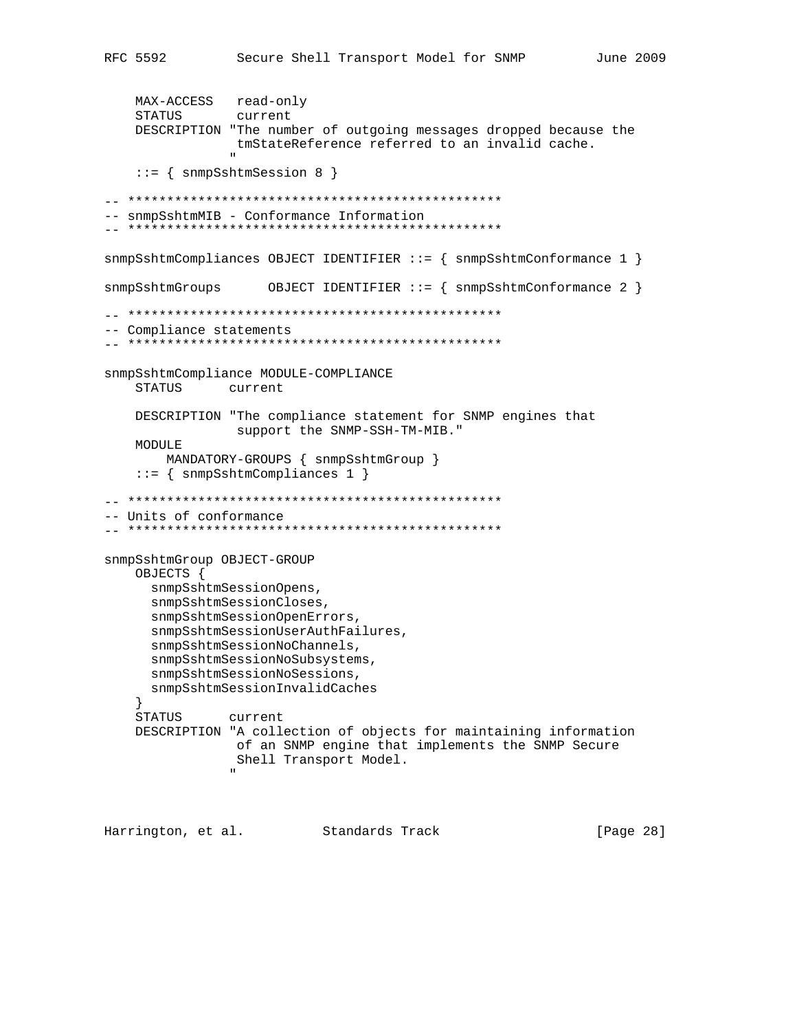```
    MAX-ACCESS   read-only
    STATUS       current
    DESCRIPTION "The number of outgoing messages dropped because the
                 tmStateReference referred to an invalid cache.
                "
    ::= { snmpSshtmSession 8 }

-- ************************************************
-- snmpSshtmMIB - Conformance Information
-- ************************************************

snmpSshtmCompliances OBJECT IDENTIFIER ::= { snmpSshtmConformance 1 }

snmpSshtmGroups      OBJECT IDENTIFIER ::= { snmpSshtmConformance 2 }

-- ************************************************
-- Compliance statements
-- ************************************************

snmpSshtmCompliance MODULE-COMPLIANCE
    STATUS      current

    DESCRIPTION "The compliance statement for SNMP engines that
                 support the SNMP-SSH-TM-MIB."
    MODULE
        MANDATORY-GROUPS { snmpSshtmGroup }
    ::= { snmpSshtmCompliances 1 }

-- ************************************************
-- Units of conformance
-- ************************************************

snmpSshtmGroup OBJECT-GROUP
    OBJECTS {
      snmpSshtmSessionOpens,
      snmpSshtmSessionCloses,
      snmpSshtmSessionOpenErrors,
      snmpSshtmSessionUserAuthFailures,
      snmpSshtmSessionNoChannels,
      snmpSshtmSessionNoSubsystems,
      snmpSshtmSessionNoSessions,
      snmpSshtmSessionInvalidCaches
    }
    STATUS      current
    DESCRIPTION "A collection of objects for maintaining information
                 of an SNMP engine that implements the SNMP Secure
                 Shell Transport Model.
                "
```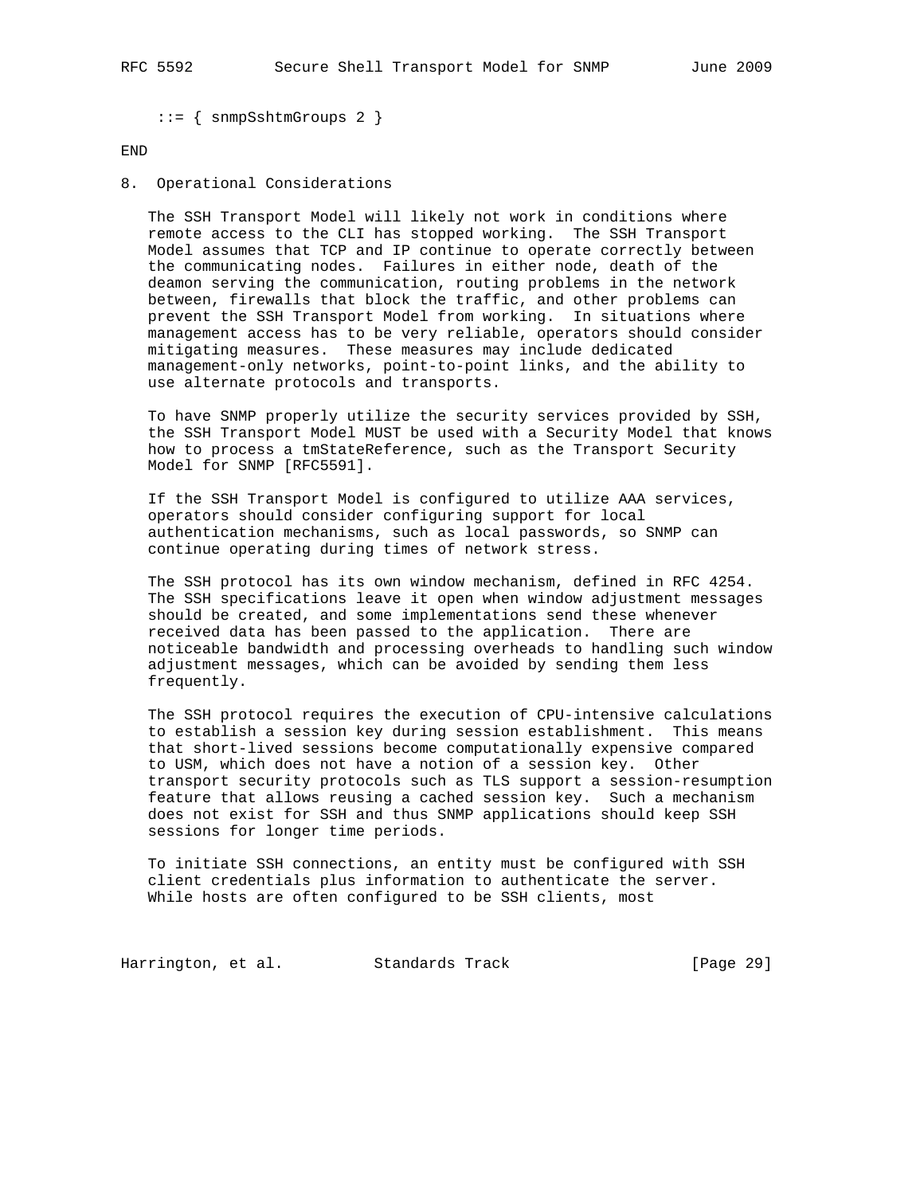```
    ::= { snmpSshtmGroups 2 }

END
```

## 8. Operational Considerations

The SSH Transport Model will likely not work in conditions where remote access to the CLI has stopped working. The SSH Transport Model assumes that TCP and IP continue to operate correctly between the communicating nodes. Failures in either node, death of the deamon serving the communication, routing problems in the network between, firewalls that block the traffic, and other problems can prevent the SSH Transport Model from working. In situations where management access has to be very reliable, operators should consider mitigating measures. These measures may include dedicated management-only networks, point-to-point links, and the ability to use alternate protocols and transports.

To have SNMP properly utilize the security services provided by SSH, the SSH Transport Model MUST be used with a Security Model that knows how to process a tmStateReference, such as the Transport Security Model for SNMP [RFC5591].

If the SSH Transport Model is configured to utilize AAA services, operators should consider configuring support for local authentication mechanisms, such as local passwords, so SNMP can continue operating during times of network stress.

The SSH protocol has its own window mechanism, defined in RFC 4254. The SSH specifications leave it open when window adjustment messages should be created, and some implementations send these whenever received data has been passed to the application. There are noticeable bandwidth and processing overheads to handling such window adjustment messages, which can be avoided by sending them less frequently.

The SSH protocol requires the execution of CPU-intensive calculations to establish a session key during session establishment. This means that short-lived sessions become computationally expensive compared to USM, which does not have a notion of a session key. Other transport security protocols such as TLS support a session-resumption feature that allows reusing a cached session key. Such a mechanism does not exist for SSH and thus SNMP applications should keep SSH sessions for longer time periods.

To initiate SSH connections, an entity must be configured with SSH client credentials plus information to authenticate the server. While hosts are often configured to be SSH clients, most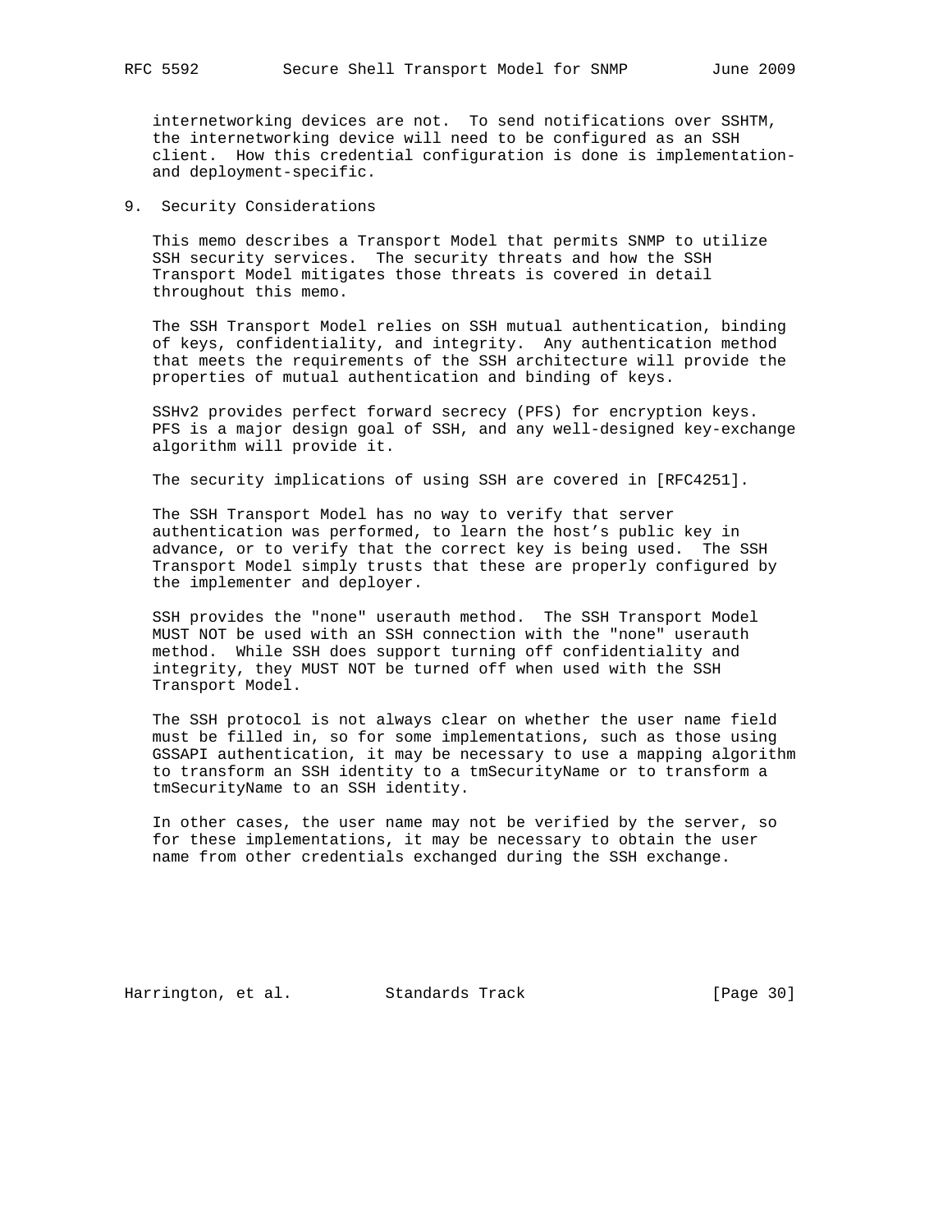internetworking devices are not. To send notifications over SSHTM, the internetworking device will need to be configured as an SSH client. How this credential configuration is done is implementation- and deployment-specific.

## 9. Security Considerations

This memo describes a Transport Model that permits SNMP to utilize SSH security services. The security threats and how the SSH Transport Model mitigates those threats is covered in detail throughout this memo.

The SSH Transport Model relies on SSH mutual authentication, binding of keys, confidentiality, and integrity. Any authentication method that meets the requirements of the SSH architecture will provide the properties of mutual authentication and binding of keys.

SSHv2 provides perfect forward secrecy (PFS) for encryption keys. PFS is a major design goal of SSH, and any well-designed key-exchange algorithm will provide it.

The security implications of using SSH are covered in [RFC4251].

The SSH Transport Model has no way to verify that server authentication was performed, to learn the host's public key in advance, or to verify that the correct key is being used. The SSH Transport Model simply trusts that these are properly configured by the implementer and deployer.

SSH provides the "none" userauth method. The SSH Transport Model MUST NOT be used with an SSH connection with the "none" userauth method. While SSH does support turning off confidentiality and integrity, they MUST NOT be turned off when used with the SSH Transport Model.

The SSH protocol is not always clear on whether the user name field must be filled in, so for some implementations, such as those using GSSAPI authentication, it may be necessary to use a mapping algorithm to transform an SSH identity to a tmSecurityName or to transform a tmSecurityName to an SSH identity.

In other cases, the user name may not be verified by the server, so for these implementations, it may be necessary to obtain the user name from other credentials exchanged during the SSH exchange.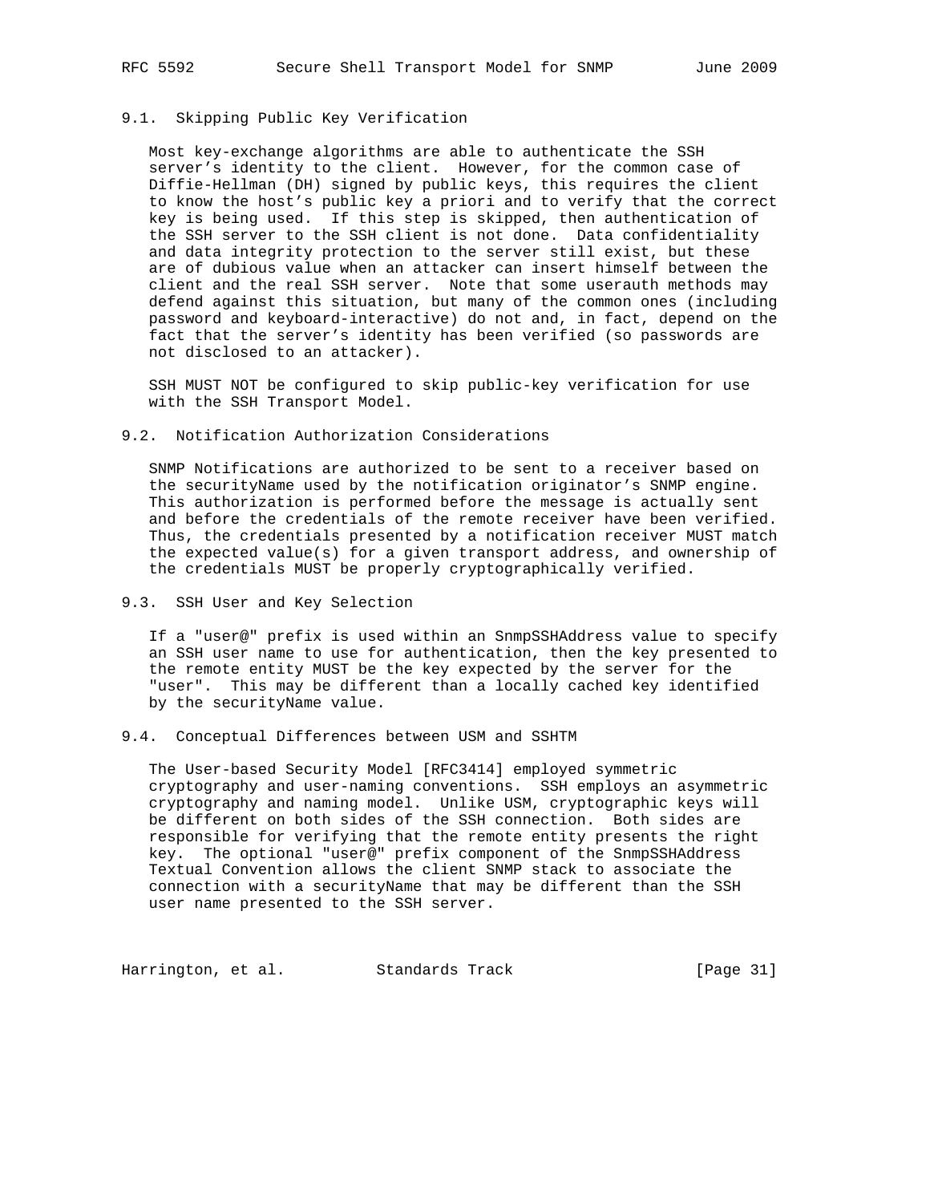### 9.1. Skipping Public Key Verification

Most key-exchange algorithms are able to authenticate the SSH server's identity to the client. However, for the common case of Diffie-Hellman (DH) signed by public keys, this requires the client to know the host's public key a priori and to verify that the correct key is being used. If this step is skipped, then authentication of the SSH server to the SSH client is not done. Data confidentiality and data integrity protection to the server still exist, but these are of dubious value when an attacker can insert himself between the client and the real SSH server. Note that some userauth methods may defend against this situation, but many of the common ones (including password and keyboard-interactive) do not and, in fact, depend on the fact that the server's identity has been verified (so passwords are not disclosed to an attacker).

SSH MUST NOT be configured to skip public-key verification for use with the SSH Transport Model.

### 9.2. Notification Authorization Considerations

SNMP Notifications are authorized to be sent to a receiver based on the securityName used by the notification originator's SNMP engine. This authorization is performed before the message is actually sent and before the credentials of the remote receiver have been verified. Thus, the credentials presented by a notification receiver MUST match the expected value(s) for a given transport address, and ownership of the credentials MUST be properly cryptographically verified.

### 9.3. SSH User and Key Selection

If a "user@" prefix is used within an SnmpSSHAddress value to specify an SSH user name to use for authentication, then the key presented to the remote entity MUST be the key expected by the server for the "user". This may be different than a locally cached key identified by the securityName value.

### 9.4. Conceptual Differences between USM and SSHTM

The User-based Security Model [RFC3414] employed symmetric cryptography and user-naming conventions. SSH employs an asymmetric cryptography and naming model. Unlike USM, cryptographic keys will be different on both sides of the SSH connection. Both sides are responsible for verifying that the remote entity presents the right key. The optional "user@" prefix component of the SnmpSSHAddress Textual Convention allows the client SNMP stack to associate the connection with a securityName that may be different than the SSH user name presented to the SSH server.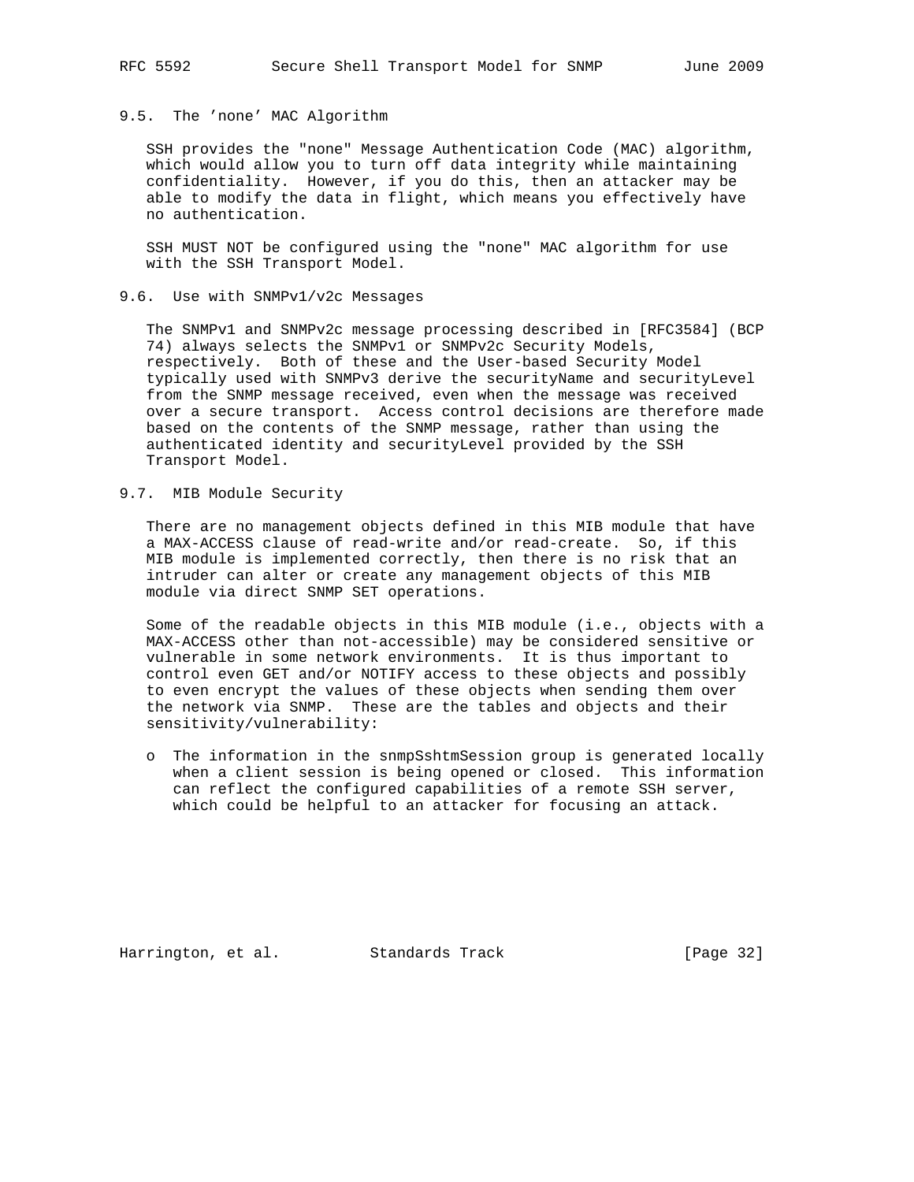### 9.5. The 'none' MAC Algorithm

SSH provides the "none" Message Authentication Code (MAC) algorithm, which would allow you to turn off data integrity while maintaining confidentiality. However, if you do this, then an attacker may be able to modify the data in flight, which means you effectively have no authentication.

SSH MUST NOT be configured using the "none" MAC algorithm for use with the SSH Transport Model.

### 9.6. Use with SNMPv1/v2c Messages

The SNMPv1 and SNMPv2c message processing described in [RFC3584] (BCP 74) always selects the SNMPv1 or SNMPv2c Security Models, respectively. Both of these and the User-based Security Model typically used with SNMPv3 derive the securityName and securityLevel from the SNMP message received, even when the message was received over a secure transport. Access control decisions are therefore made based on the contents of the SNMP message, rather than using the authenticated identity and securityLevel provided by the SSH Transport Model.

### 9.7. MIB Module Security

There are no management objects defined in this MIB module that have a MAX-ACCESS clause of read-write and/or read-create. So, if this MIB module is implemented correctly, then there is no risk that an intruder can alter or create any management objects of this MIB module via direct SNMP SET operations.

Some of the readable objects in this MIB module (i.e., objects with a MAX-ACCESS other than not-accessible) may be considered sensitive or vulnerable in some network environments. It is thus important to control even GET and/or NOTIFY access to these objects and possibly to even encrypt the values of these objects when sending them over the network via SNMP. These are the tables and objects and their sensitivity/vulnerability:

- The information in the snmpSshtmSession group is generated locally when a client session is being opened or closed. This information can reflect the configured capabilities of a remote SSH server, which could be helpful to an attacker for focusing an attack.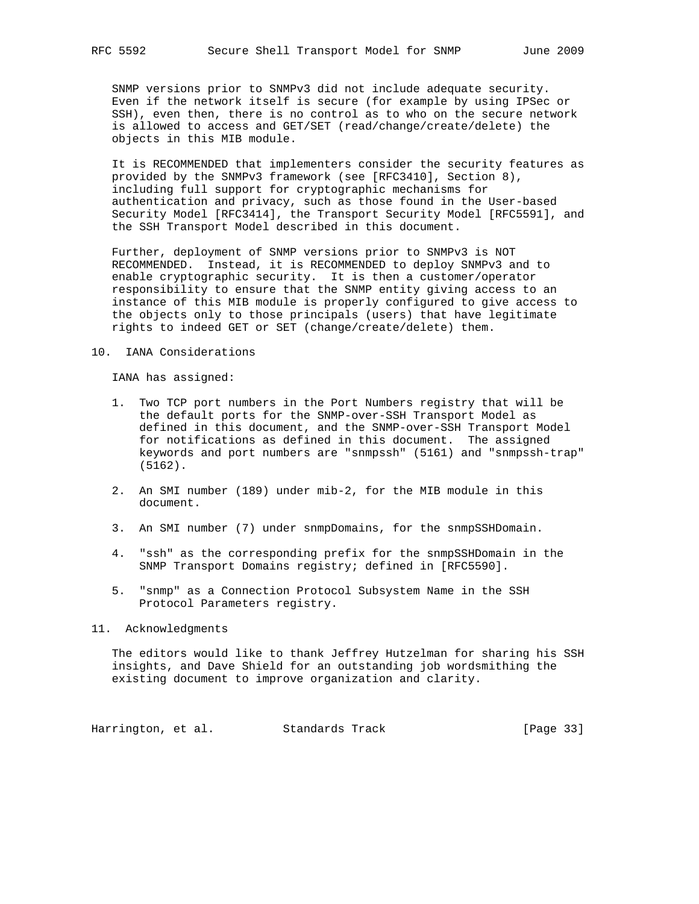SNMP versions prior to SNMPv3 did not include adequate security. Even if the network itself is secure (for example by using IPSec or SSH), even then, there is no control as to who on the secure network is allowed to access and GET/SET (read/change/create/delete) the objects in this MIB module.

It is RECOMMENDED that implementers consider the security features as provided by the SNMPv3 framework (see [RFC3410], Section 8), including full support for cryptographic mechanisms for authentication and privacy, such as those found in the User-based Security Model [RFC3414], the Transport Security Model [RFC5591], and the SSH Transport Model described in this document.

Further, deployment of SNMP versions prior to SNMPv3 is NOT RECOMMENDED. Instead, it is RECOMMENDED to deploy SNMPv3 and to enable cryptographic security. It is then a customer/operator responsibility to ensure that the SNMP entity giving access to an instance of this MIB module is properly configured to give access to the objects only to those principals (users) that have legitimate rights to indeed GET or SET (change/create/delete) them.

## 10. IANA Considerations

IANA has assigned:

1. Two TCP port numbers in the Port Numbers registry that will be the default ports for the SNMP-over-SSH Transport Model as defined in this document, and the SNMP-over-SSH Transport Model for notifications as defined in this document. The assigned keywords and port numbers are "snmpssh" (5161) and "snmpssh-trap" (5162).

2. An SMI number (189) under mib-2, for the MIB module in this document.

3. An SMI number (7) under snmpDomains, for the snmpSSHDomain.

4. "ssh" as the corresponding prefix for the snmpSSHDomain in the SNMP Transport Domains registry; defined in [RFC5590].

5. "snmp" as a Connection Protocol Subsystem Name in the SSH Protocol Parameters registry.

## 11. Acknowledgments

The editors would like to thank Jeffrey Hutzelman for sharing his SSH insights, and Dave Shield for an outstanding job wordsmithing the existing document to improve organization and clarity.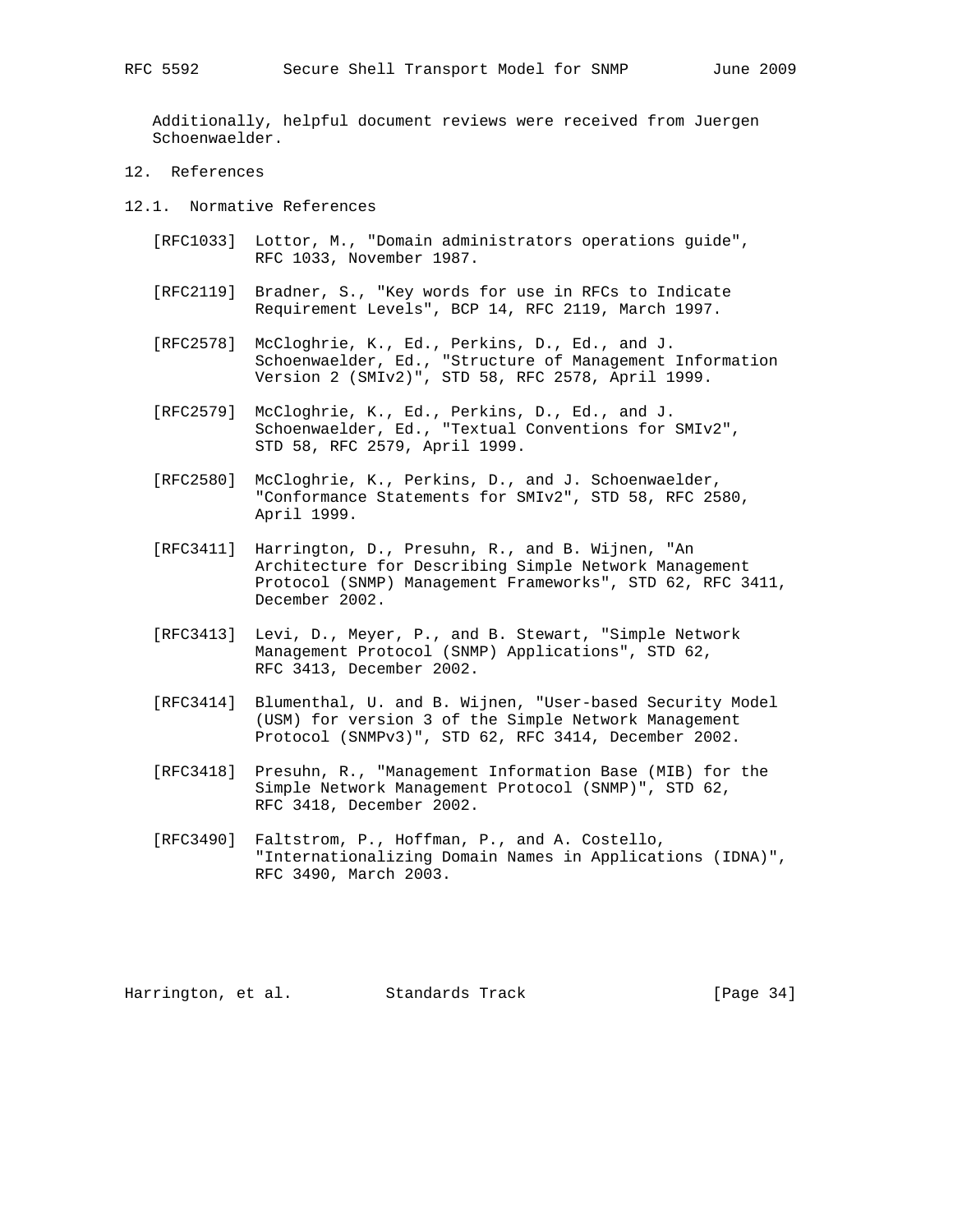Additionally, helpful document reviews were received from Juergen Schoenwaelder.

## 12. References

### 12.1. Normative References

[RFC1033] Lottor, M., "Domain administrators operations guide", RFC 1033, November 1987.

[RFC2119] Bradner, S., "Key words for use in RFCs to Indicate Requirement Levels", BCP 14, RFC 2119, March 1997.

[RFC2578] McCloghrie, K., Ed., Perkins, D., Ed., and J. Schoenwaelder, Ed., "Structure of Management Information Version 2 (SMIv2)", STD 58, RFC 2578, April 1999.

[RFC2579] McCloghrie, K., Ed., Perkins, D., Ed., and J. Schoenwaelder, Ed., "Textual Conventions for SMIv2", STD 58, RFC 2579, April 1999.

[RFC2580] McCloghrie, K., Perkins, D., and J. Schoenwaelder, "Conformance Statements for SMIv2", STD 58, RFC 2580, April 1999.

[RFC3411] Harrington, D., Presuhn, R., and B. Wijnen, "An Architecture for Describing Simple Network Management Protocol (SNMP) Management Frameworks", STD 62, RFC 3411, December 2002.

[RFC3413] Levi, D., Meyer, P., and B. Stewart, "Simple Network Management Protocol (SNMP) Applications", STD 62, RFC 3413, December 2002.

[RFC3414] Blumenthal, U. and B. Wijnen, "User-based Security Model (USM) for version 3 of the Simple Network Management Protocol (SNMPv3)", STD 62, RFC 3414, December 2002.

[RFC3418] Presuhn, R., "Management Information Base (MIB) for the Simple Network Management Protocol (SNMP)", STD 62, RFC 3418, December 2002.

[RFC3490] Faltstrom, P., Hoffman, P., and A. Costello, "Internationalizing Domain Names in Applications (IDNA)", RFC 3490, March 2003.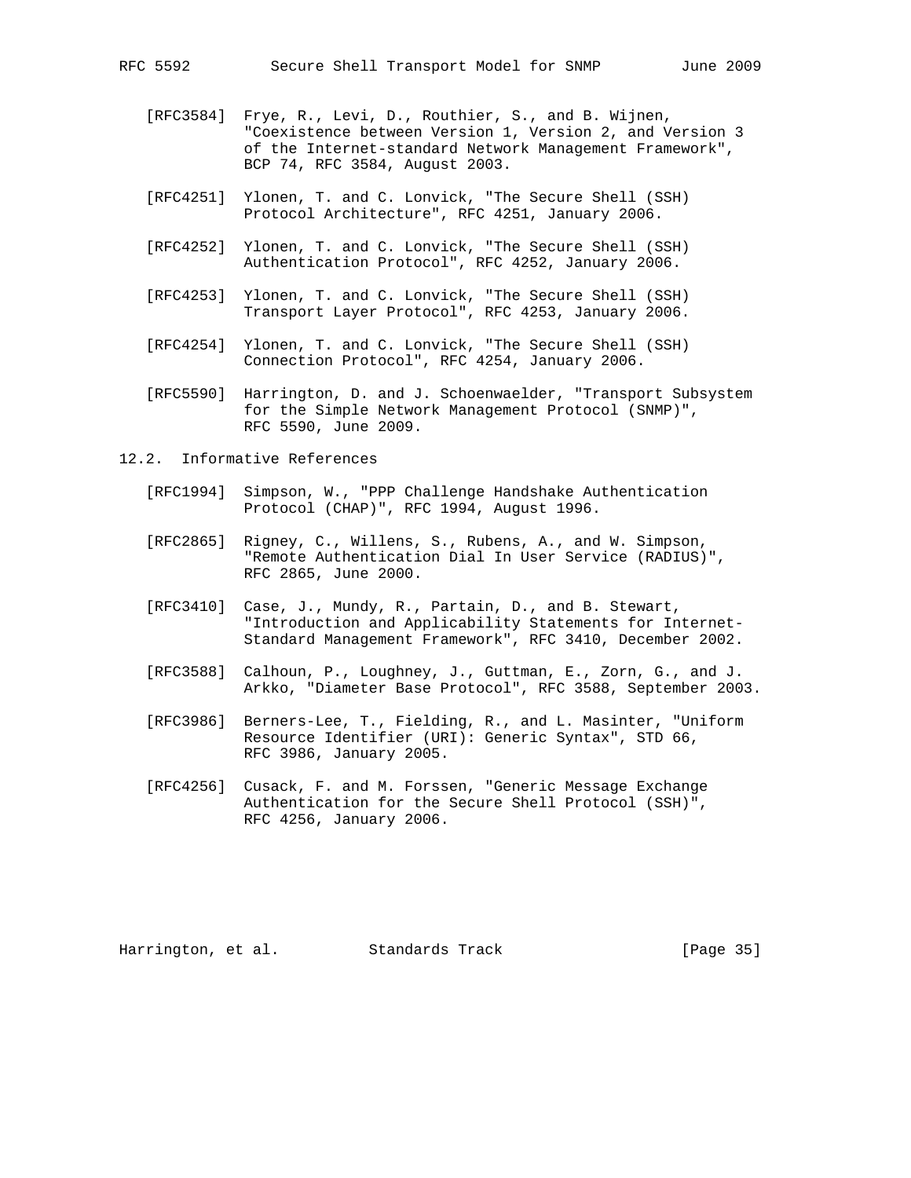[RFC3584] Frye, R., Levi, D., Routhier, S., and B. Wijnen, "Coexistence between Version 1, Version 2, and Version 3 of the Internet-standard Network Management Framework", BCP 74, RFC 3584, August 2003.

[RFC4251] Ylonen, T. and C. Lonvick, "The Secure Shell (SSH) Protocol Architecture", RFC 4251, January 2006.

[RFC4252] Ylonen, T. and C. Lonvick, "The Secure Shell (SSH) Authentication Protocol", RFC 4252, January 2006.

[RFC4253] Ylonen, T. and C. Lonvick, "The Secure Shell (SSH) Transport Layer Protocol", RFC 4253, January 2006.

[RFC4254] Ylonen, T. and C. Lonvick, "The Secure Shell (SSH) Connection Protocol", RFC 4254, January 2006.

[RFC5590] Harrington, D. and J. Schoenwaelder, "Transport Subsystem for the Simple Network Management Protocol (SNMP)", RFC 5590, June 2009.

## 12.2. Informative References

[RFC1994] Simpson, W., "PPP Challenge Handshake Authentication Protocol (CHAP)", RFC 1994, August 1996.

[RFC2865] Rigney, C., Willens, S., Rubens, A., and W. Simpson, "Remote Authentication Dial In User Service (RADIUS)", RFC 2865, June 2000.

[RFC3410] Case, J., Mundy, R., Partain, D., and B. Stewart, "Introduction and Applicability Statements for Internet-Standard Management Framework", RFC 3410, December 2002.

[RFC3588] Calhoun, P., Loughney, J., Guttman, E., Zorn, G., and J. Arkko, "Diameter Base Protocol", RFC 3588, September 2003.

[RFC3986] Berners-Lee, T., Fielding, R., and L. Masinter, "Uniform Resource Identifier (URI): Generic Syntax", STD 66, RFC 3986, January 2005.

[RFC4256] Cusack, F. and M. Forssen, "Generic Message Exchange Authentication for the Secure Shell Protocol (SSH)", RFC 4256, January 2006.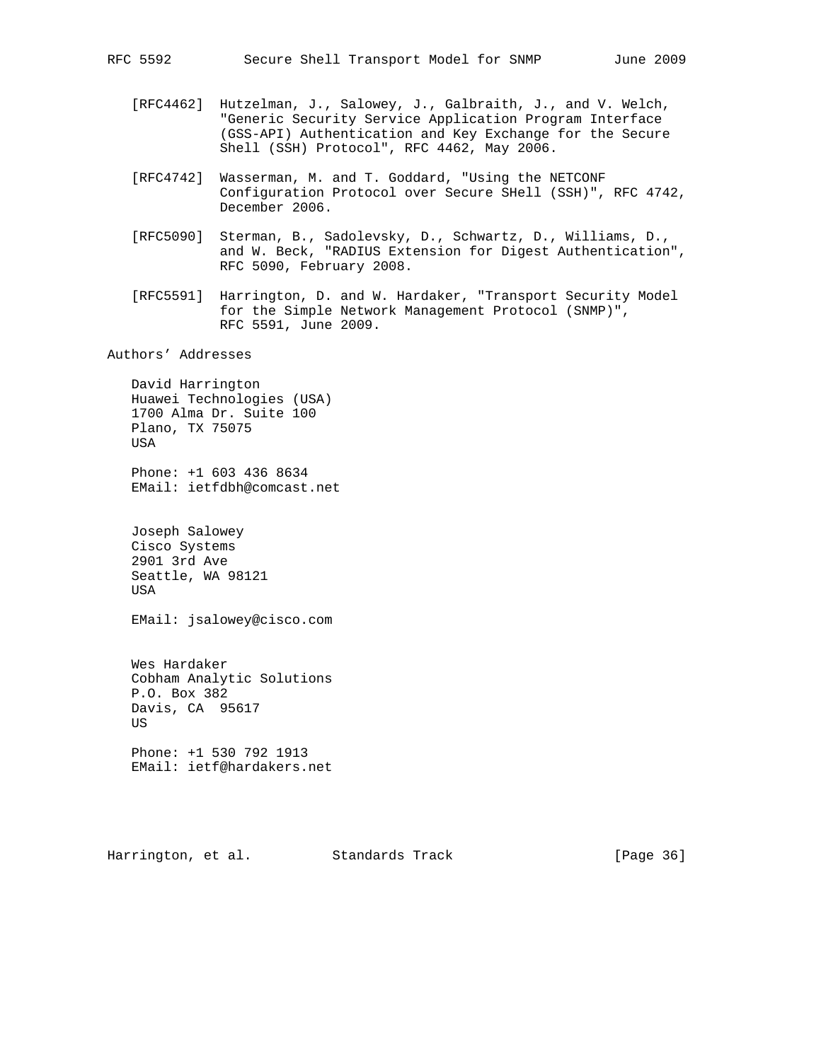[RFC4462] Hutzelman, J., Salowey, J., Galbraith, J., and V. Welch, "Generic Security Service Application Program Interface (GSS-API) Authentication and Key Exchange for the Secure Shell (SSH) Protocol", RFC 4462, May 2006.

[RFC4742] Wasserman, M. and T. Goddard, "Using the NETCONF Configuration Protocol over Secure SHell (SSH)", RFC 4742, December 2006.

[RFC5090] Sterman, B., Sadolevsky, D., Schwartz, D., Williams, D., and W. Beck, "RADIUS Extension for Digest Authentication", RFC 5090, February 2008.

[RFC5591] Harrington, D. and W. Hardaker, "Transport Security Model for the Simple Network Management Protocol (SNMP)", RFC 5591, June 2009.

## Authors' Addresses

David Harrington
Huawei Technologies (USA)
1700 Alma Dr. Suite 100
Plano, TX 75075
USA

Phone: +1 603 436 8634
EMail: ietfdbh@comcast.net

Joseph Salowey
Cisco Systems
2901 3rd Ave
Seattle, WA 98121
USA

EMail: jsalowey@cisco.com

Wes Hardaker
Cobham Analytic Solutions
P.O. Box 382
Davis, CA 95617
US

Phone: +1 530 792 1913
EMail: ietf@hardakers.net